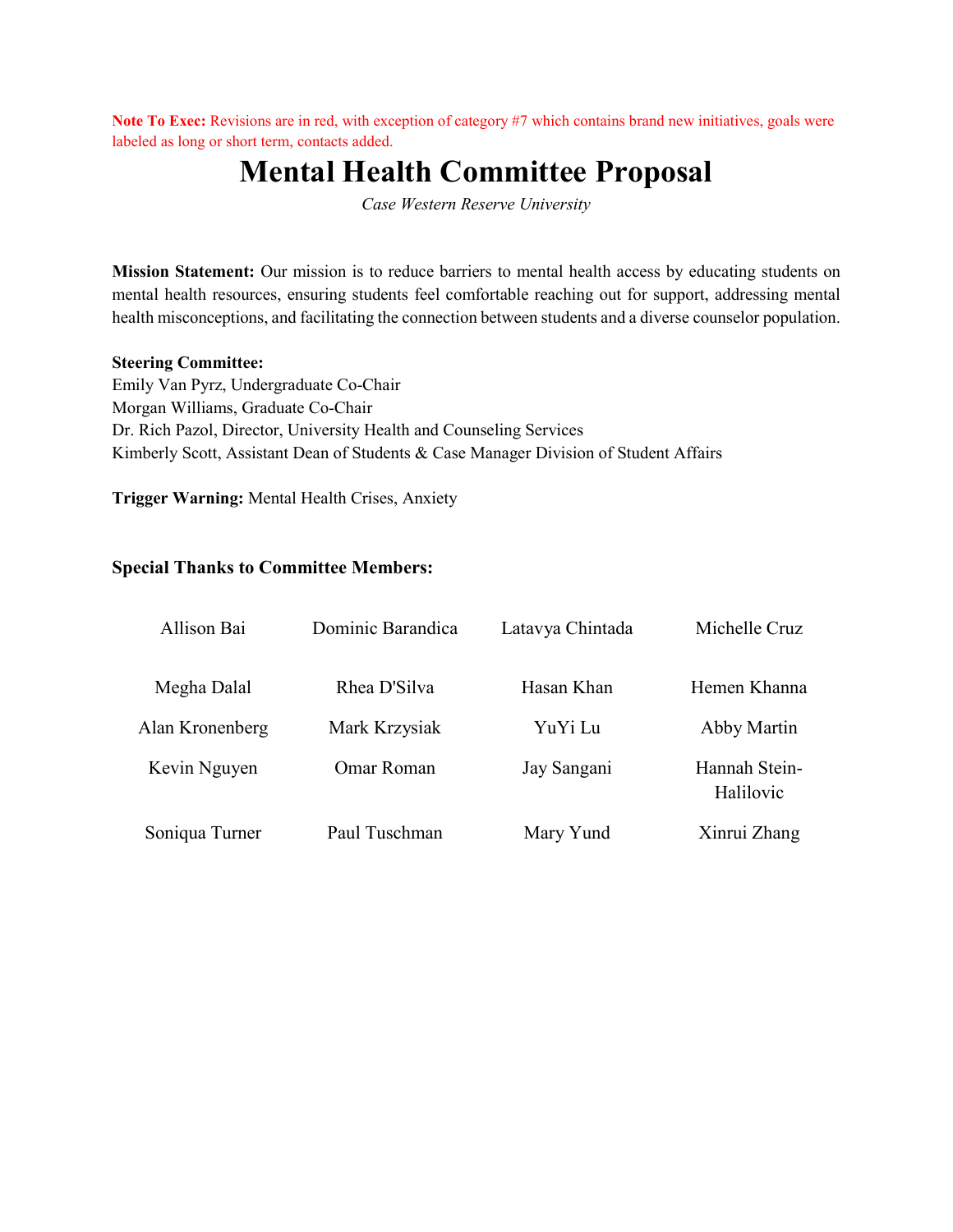**Note To Exec:** Revisions are in red, with exception of category #7 which contains brand new initiatives, goals were labeled as long or short term, contacts added.

# Mental Health Committee Proposal

*Case Western Reserve University*

**Mission Statement:** Our mission is to reduce barriers to mental health access by educating students on mental health resources, ensuring students feel comfortable reaching out for support, addressing mental health misconceptions, and facilitating the connection between students and a diverse counselor population.

**Steering Committee:**
Emily Van Pyrz, Undergraduate Co-Chair
Morgan Williams, Graduate Co-Chair
Dr. Rich Pazol, Director, University Health and Counseling Services
Kimberly Scott, Assistant Dean of Students & Case Manager Division of Student Affairs

**Trigger Warning:** Mental Health Crises, Anxiety

### Special Thanks to Committee Members:

| | | | |
|---|---|---|---|
| Allison Bai | Dominic Barandica | Latavya Chintada | Michelle Cruz |
| Megha Dalal | Rhea D'Silva | Hasan Khan | Hemen Khanna |
| Alan Kronenberg | Mark Krzysiak | YuYi Lu | Abby Martin |
| Kevin Nguyen | Omar Roman | Jay Sangani | Hannah Stein-Halilovic |
| Soniqua Turner | Paul Tuschman | Mary Yund | Xinrui Zhang |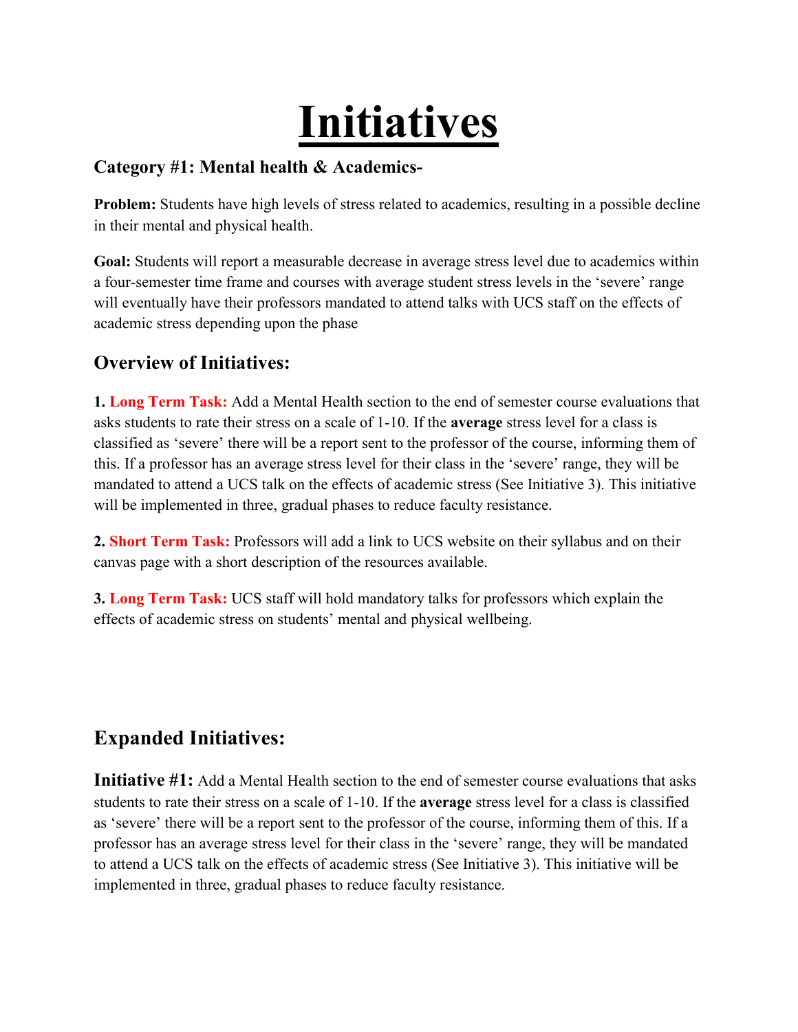# Initiatives

### Category #1: Mental health & Academics-

**Problem:** Students have high levels of stress related to academics, resulting in a possible decline in their mental and physical health.

**Goal:** Students will report a measurable decrease in average stress level due to academics within a four-semester time frame and courses with average student stress levels in the 'severe' range will eventually have their professors mandated to attend talks with UCS staff on the effects of academic stress depending upon the phase

## Overview of Initiatives:

1. **Long Term Task:** Add a Mental Health section to the end of semester course evaluations that asks students to rate their stress on a scale of 1-10. If the **average** stress level for a class is classified as 'severe' there will be a report sent to the professor of the course, informing them of this. If a professor has an average stress level for their class in the 'severe' range, they will be mandated to attend a UCS talk on the effects of academic stress (See Initiative 3). This initiative will be implemented in three, gradual phases to reduce faculty resistance.

2. **Short Term Task:** Professors will add a link to UCS website on their syllabus and on their canvas page with a short description of the resources available.

3. **Long Term Task:** UCS staff will hold mandatory talks for professors which explain the effects of academic stress on students' mental and physical wellbeing.

## Expanded Initiatives:

**Initiative #1:** Add a Mental Health section to the end of semester course evaluations that asks students to rate their stress on a scale of 1-10. If the **average** stress level for a class is classified as 'severe' there will be a report sent to the professor of the course, informing them of this. If a professor has an average stress level for their class in the 'severe' range, they will be mandated to attend a UCS talk on the effects of academic stress (See Initiative 3). This initiative will be implemented in three, gradual phases to reduce faculty resistance.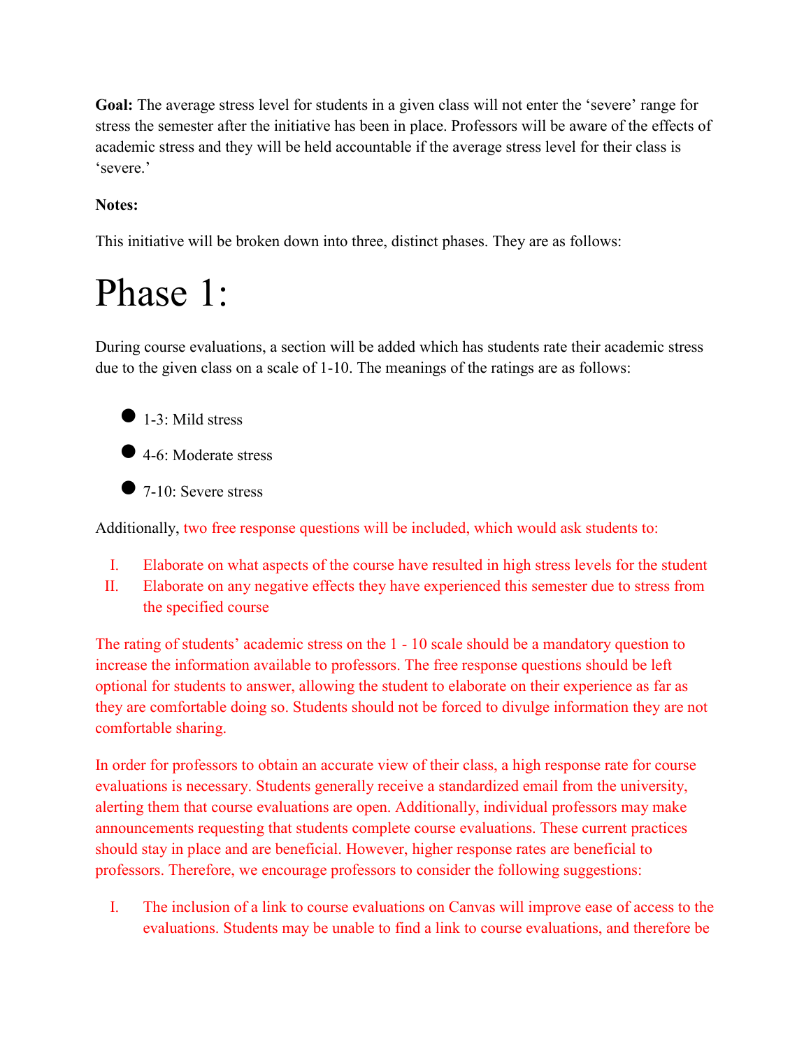**Goal:** The average stress level for students in a given class will not enter the 'severe' range for stress the semester after the initiative has been in place. Professors will be aware of the effects of academic stress and they will be held accountable if the average stress level for their class is 'severe.'

**Notes:**

This initiative will be broken down into three, distinct phases. They are as follows:

# Phase 1:

During course evaluations, a section will be added which has students rate their academic stress due to the given class on a scale of 1-10. The meanings of the ratings are as follows:

- 1-3: Mild stress
- 4-6: Moderate stress
- 7-10: Severe stress

Additionally, two free response questions will be included, which would ask students to:

I. Elaborate on what aspects of the course have resulted in high stress levels for the student
II. Elaborate on any negative effects they have experienced this semester due to stress from the specified course

The rating of students' academic stress on the 1 - 10 scale should be a mandatory question to increase the information available to professors. The free response questions should be left optional for students to answer, allowing the student to elaborate on their experience as far as they are comfortable doing so. Students should not be forced to divulge information they are not comfortable sharing.

In order for professors to obtain an accurate view of their class, a high response rate for course evaluations is necessary. Students generally receive a standardized email from the university, alerting them that course evaluations are open. Additionally, individual professors may make announcements requesting that students complete course evaluations. These current practices should stay in place and are beneficial. However, higher response rates are beneficial to professors. Therefore, we encourage professors to consider the following suggestions:

I. The inclusion of a link to course evaluations on Canvas will improve ease of access to the evaluations. Students may be unable to find a link to course evaluations, and therefore be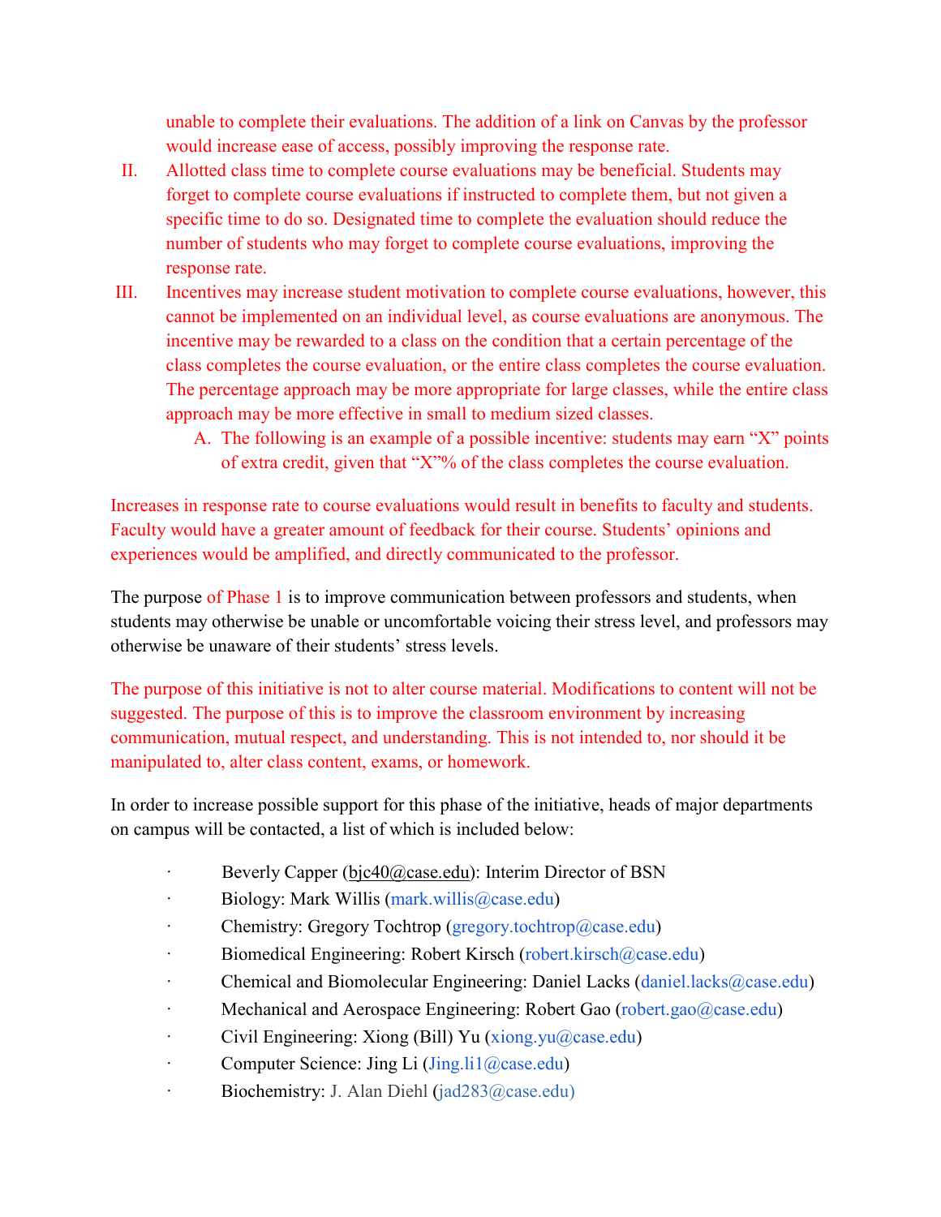unable to complete their evaluations. The addition of a link on Canvas by the professor would increase ease of access, possibly improving the response rate.

II. Allotted class time to complete course evaluations may be beneficial. Students may forget to complete course evaluations if instructed to complete them, but not given a specific time to do so. Designated time to complete the evaluation should reduce the number of students who may forget to complete course evaluations, improving the response rate.

III. Incentives may increase student motivation to complete course evaluations, however, this cannot be implemented on an individual level, as course evaluations are anonymous. The incentive may be rewarded to a class on the condition that a certain percentage of the class completes the course evaluation, or the entire class completes the course evaluation. The percentage approach may be more appropriate for large classes, while the entire class approach may be more effective in small to medium sized classes.

   A. The following is an example of a possible incentive: students may earn "X" points of extra credit, given that "X"% of the class completes the course evaluation.

Increases in response rate to course evaluations would result in benefits to faculty and students. Faculty would have a greater amount of feedback for their course. Students' opinions and experiences would be amplified, and directly communicated to the professor.

The purpose of Phase 1 is to improve communication between professors and students, when students may otherwise be unable or uncomfortable voicing their stress level, and professors may otherwise be unaware of their students' stress levels.

The purpose of this initiative is not to alter course material. Modifications to content will not be suggested. The purpose of this is to improve the classroom environment by increasing communication, mutual respect, and understanding. This is not intended to, nor should it be manipulated to, alter class content, exams, or homework.

In order to increase possible support for this phase of the initiative, heads of major departments on campus will be contacted, a list of which is included below:

- Beverly Capper (bjc40@case.edu): Interim Director of BSN
- Biology: Mark Willis (mark.willis@case.edu)
- Chemistry: Gregory Tochtrop (gregory.tochtrop@case.edu)
- Biomedical Engineering: Robert Kirsch (robert.kirsch@case.edu)
- Chemical and Biomolecular Engineering: Daniel Lacks (daniel.lacks@case.edu)
- Mechanical and Aerospace Engineering: Robert Gao (robert.gao@case.edu)
- Civil Engineering: Xiong (Bill) Yu (xiong.yu@case.edu)
- Computer Science: Jing Li (Jing.li1@case.edu)
- Biochemistry: J. Alan Diehl (jad283@case.edu)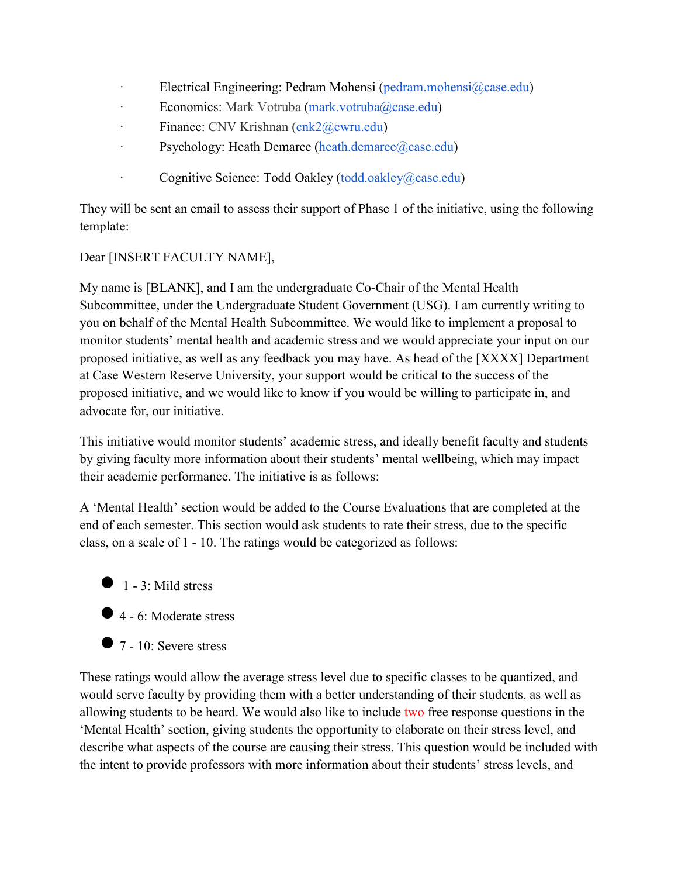- Electrical Engineering: Pedram Mohensi (pedram.mohensi@case.edu)
- Economics: Mark Votruba (mark.votruba@case.edu)
- Finance: CNV Krishnan (cnk2@cwru.edu)
- Psychology: Heath Demaree (heath.demaree@case.edu)
- Cognitive Science: Todd Oakley (todd.oakley@case.edu)

They will be sent an email to assess their support of Phase 1 of the initiative, using the following template:

Dear [INSERT FACULTY NAME],

My name is [BLANK], and I am the undergraduate Co-Chair of the Mental Health Subcommittee, under the Undergraduate Student Government (USG). I am currently writing to you on behalf of the Mental Health Subcommittee. We would like to implement a proposal to monitor students' mental health and academic stress and we would appreciate your input on our proposed initiative, as well as any feedback you may have. As head of the [XXXX] Department at Case Western Reserve University, your support would be critical to the success of the proposed initiative, and we would like to know if you would be willing to participate in, and advocate for, our initiative.

This initiative would monitor students' academic stress, and ideally benefit faculty and students by giving faculty more information about their students' mental wellbeing, which may impact their academic performance. The initiative is as follows:

A 'Mental Health' section would be added to the Course Evaluations that are completed at the end of each semester. This section would ask students to rate their stress, due to the specific class, on a scale of 1 - 10. The ratings would be categorized as follows:

- 1 - 3: Mild stress
- 4 - 6: Moderate stress
- 7 - 10: Severe stress

These ratings would allow the average stress level due to specific classes to be quantized, and would serve faculty by providing them with a better understanding of their students, as well as allowing students to be heard. We would also like to include two free response questions in the 'Mental Health' section, giving students the opportunity to elaborate on their stress level, and describe what aspects of the course are causing their stress. This question would be included with the intent to provide professors with more information about their students' stress levels, and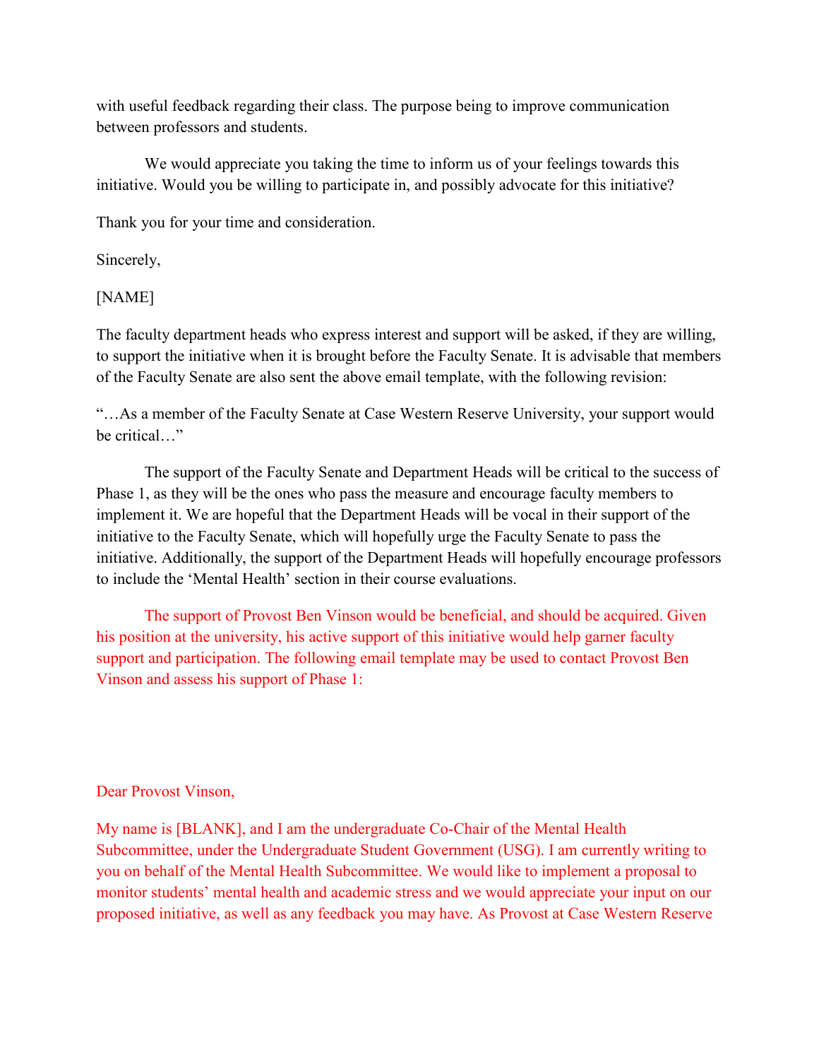with useful feedback regarding their class. The purpose being to improve communication between professors and students.

We would appreciate you taking the time to inform us of your feelings towards this initiative. Would you be willing to participate in, and possibly advocate for this initiative?

Thank you for your time and consideration.

Sincerely,

[NAME]

The faculty department heads who express interest and support will be asked, if they are willing, to support the initiative when it is brought before the Faculty Senate. It is advisable that members of the Faculty Senate are also sent the above email template, with the following revision:

"…As a member of the Faculty Senate at Case Western Reserve University, your support would be critical…"

The support of the Faculty Senate and Department Heads will be critical to the success of Phase 1, as they will be the ones who pass the measure and encourage faculty members to implement it. We are hopeful that the Department Heads will be vocal in their support of the initiative to the Faculty Senate, which will hopefully urge the Faculty Senate to pass the initiative. Additionally, the support of the Department Heads will hopefully encourage professors to include the 'Mental Health' section in their course evaluations.

The support of Provost Ben Vinson would be beneficial, and should be acquired. Given his position at the university, his active support of this initiative would help garner faculty support and participation. The following email template may be used to contact Provost Ben Vinson and assess his support of Phase 1:

Dear Provost Vinson,

My name is [BLANK], and I am the undergraduate Co-Chair of the Mental Health Subcommittee, under the Undergraduate Student Government (USG). I am currently writing to you on behalf of the Mental Health Subcommittee. We would like to implement a proposal to monitor students' mental health and academic stress and we would appreciate your input on our proposed initiative, as well as any feedback you may have. As Provost at Case Western Reserve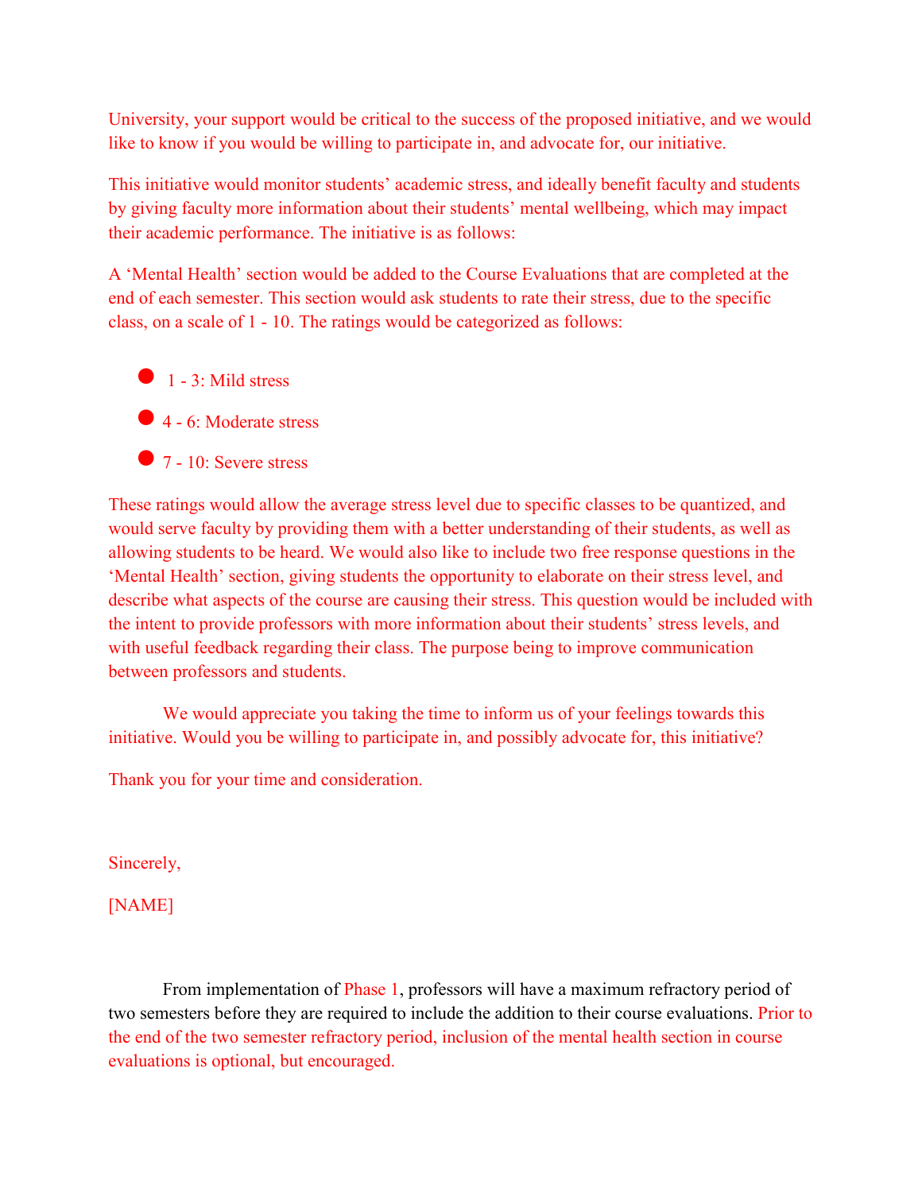University, your support would be critical to the success of the proposed initiative, and we would like to know if you would be willing to participate in, and advocate for, our initiative.

This initiative would monitor students' academic stress, and ideally benefit faculty and students by giving faculty more information about their students' mental wellbeing, which may impact their academic performance. The initiative is as follows:

A 'Mental Health' section would be added to the Course Evaluations that are completed at the end of each semester. This section would ask students to rate their stress, due to the specific class, on a scale of 1 - 10. The ratings would be categorized as follows:

- 1 - 3: Mild stress
- 4 - 6: Moderate stress
- 7 - 10: Severe stress

These ratings would allow the average stress level due to specific classes to be quantized, and would serve faculty by providing them with a better understanding of their students, as well as allowing students to be heard. We would also like to include two free response questions in the 'Mental Health' section, giving students the opportunity to elaborate on their stress level, and describe what aspects of the course are causing their stress. This question would be included with the intent to provide professors with more information about their students' stress levels, and with useful feedback regarding their class. The purpose being to improve communication between professors and students.

We would appreciate you taking the time to inform us of your feelings towards this initiative. Would you be willing to participate in, and possibly advocate for, this initiative?

Thank you for your time and consideration.

Sincerely,

[NAME]

From implementation of Phase 1, professors will have a maximum refractory period of two semesters before they are required to include the addition to their course evaluations. Prior to the end of the two semester refractory period, inclusion of the mental health section in course evaluations is optional, but encouraged.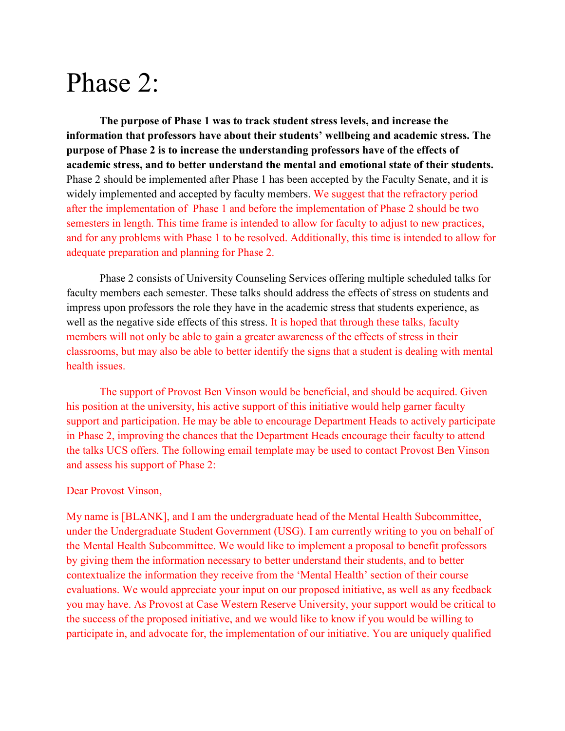# Phase 2:

**The purpose of Phase 1 was to track student stress levels, and increase the information that professors have about their students' wellbeing and academic stress. The purpose of Phase 2 is to increase the understanding professors have of the effects of academic stress, and to better understand the mental and emotional state of their students.** Phase 2 should be implemented after Phase 1 has been accepted by the Faculty Senate, and it is widely implemented and accepted by faculty members. We suggest that the refractory period after the implementation of Phase 1 and before the implementation of Phase 2 should be two semesters in length. This time frame is intended to allow for faculty to adjust to new practices, and for any problems with Phase 1 to be resolved. Additionally, this time is intended to allow for adequate preparation and planning for Phase 2.

Phase 2 consists of University Counseling Services offering multiple scheduled talks for faculty members each semester. These talks should address the effects of stress on students and impress upon professors the role they have in the academic stress that students experience, as well as the negative side effects of this stress. It is hoped that through these talks, faculty members will not only be able to gain a greater awareness of the effects of stress in their classrooms, but may also be able to better identify the signs that a student is dealing with mental health issues.

The support of Provost Ben Vinson would be beneficial, and should be acquired. Given his position at the university, his active support of this initiative would help garner faculty support and participation. He may be able to encourage Department Heads to actively participate in Phase 2, improving the chances that the Department Heads encourage their faculty to attend the talks UCS offers. The following email template may be used to contact Provost Ben Vinson and assess his support of Phase 2:

Dear Provost Vinson,

My name is [BLANK], and I am the undergraduate head of the Mental Health Subcommittee, under the Undergraduate Student Government (USG). I am currently writing to you on behalf of the Mental Health Subcommittee. We would like to implement a proposal to benefit professors by giving them the information necessary to better understand their students, and to better contextualize the information they receive from the 'Mental Health' section of their course evaluations. We would appreciate your input on our proposed initiative, as well as any feedback you may have. As Provost at Case Western Reserve University, your support would be critical to the success of the proposed initiative, and we would like to know if you would be willing to participate in, and advocate for, the implementation of our initiative. You are uniquely qualified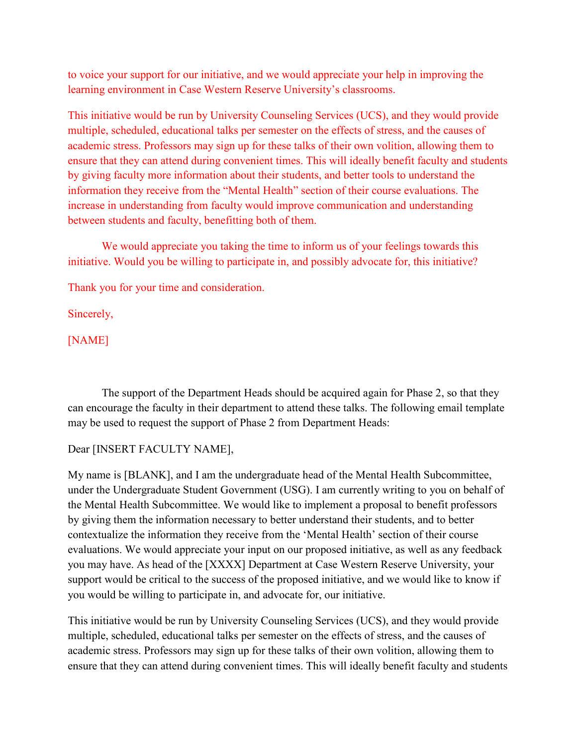to voice your support for our initiative, and we would appreciate your help in improving the learning environment in Case Western Reserve University's classrooms.

This initiative would be run by University Counseling Services (UCS), and they would provide multiple, scheduled, educational talks per semester on the effects of stress, and the causes of academic stress. Professors may sign up for these talks of their own volition, allowing them to ensure that they can attend during convenient times. This will ideally benefit faculty and students by giving faculty more information about their students, and better tools to understand the information they receive from the "Mental Health" section of their course evaluations. The increase in understanding from faculty would improve communication and understanding between students and faculty, benefitting both of them.

We would appreciate you taking the time to inform us of your feelings towards this initiative. Would you be willing to participate in, and possibly advocate for, this initiative?

Thank you for your time and consideration.

Sincerely,

[NAME]

The support of the Department Heads should be acquired again for Phase 2, so that they can encourage the faculty in their department to attend these talks. The following email template may be used to request the support of Phase 2 from Department Heads:

Dear [INSERT FACULTY NAME],

My name is [BLANK], and I am the undergraduate head of the Mental Health Subcommittee, under the Undergraduate Student Government (USG). I am currently writing to you on behalf of the Mental Health Subcommittee. We would like to implement a proposal to benefit professors by giving them the information necessary to better understand their students, and to better contextualize the information they receive from the 'Mental Health' section of their course evaluations. We would appreciate your input on our proposed initiative, as well as any feedback you may have. As head of the [XXXX] Department at Case Western Reserve University, your support would be critical to the success of the proposed initiative, and we would like to know if you would be willing to participate in, and advocate for, our initiative.

This initiative would be run by University Counseling Services (UCS), and they would provide multiple, scheduled, educational talks per semester on the effects of stress, and the causes of academic stress. Professors may sign up for these talks of their own volition, allowing them to ensure that they can attend during convenient times. This will ideally benefit faculty and students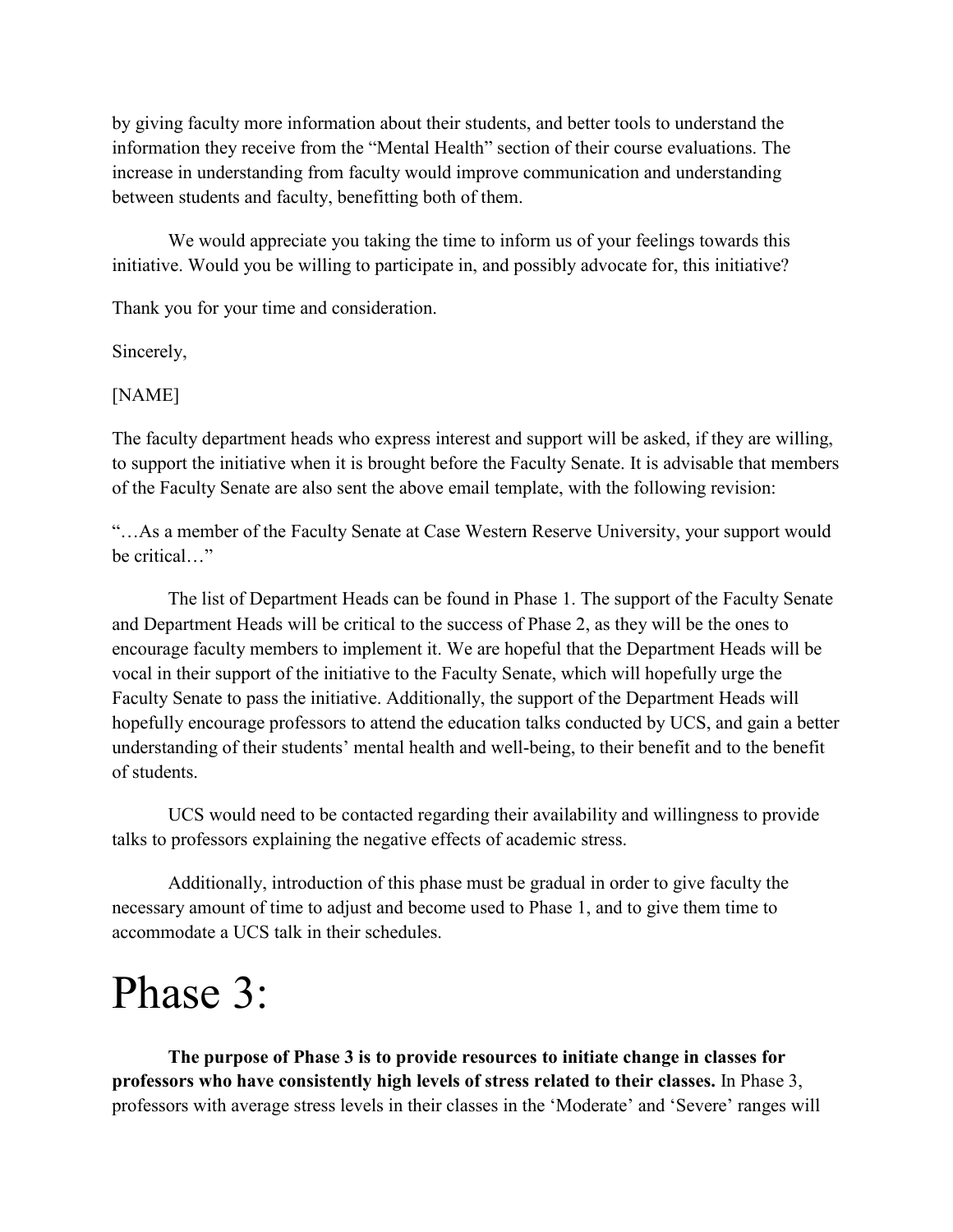by giving faculty more information about their students, and better tools to understand the information they receive from the "Mental Health" section of their course evaluations. The increase in understanding from faculty would improve communication and understanding between students and faculty, benefitting both of them.

We would appreciate you taking the time to inform us of your feelings towards this initiative. Would you be willing to participate in, and possibly advocate for, this initiative?

Thank you for your time and consideration.

Sincerely,

[NAME]

The faculty department heads who express interest and support will be asked, if they are willing, to support the initiative when it is brought before the Faculty Senate. It is advisable that members of the Faculty Senate are also sent the above email template, with the following revision:

"…As a member of the Faculty Senate at Case Western Reserve University, your support would be critical…"

The list of Department Heads can be found in Phase 1. The support of the Faculty Senate and Department Heads will be critical to the success of Phase 2, as they will be the ones to encourage faculty members to implement it. We are hopeful that the Department Heads will be vocal in their support of the initiative to the Faculty Senate, which will hopefully urge the Faculty Senate to pass the initiative. Additionally, the support of the Department Heads will hopefully encourage professors to attend the education talks conducted by UCS, and gain a better understanding of their students' mental health and well-being, to their benefit and to the benefit of students.

UCS would need to be contacted regarding their availability and willingness to provide talks to professors explaining the negative effects of academic stress.

Additionally, introduction of this phase must be gradual in order to give faculty the necessary amount of time to adjust and become used to Phase 1, and to give them time to accommodate a UCS talk in their schedules.

# Phase 3:

**The purpose of Phase 3 is to provide resources to initiate change in classes for professors who have consistently high levels of stress related to their classes.** In Phase 3, professors with average stress levels in their classes in the 'Moderate' and 'Severe' ranges will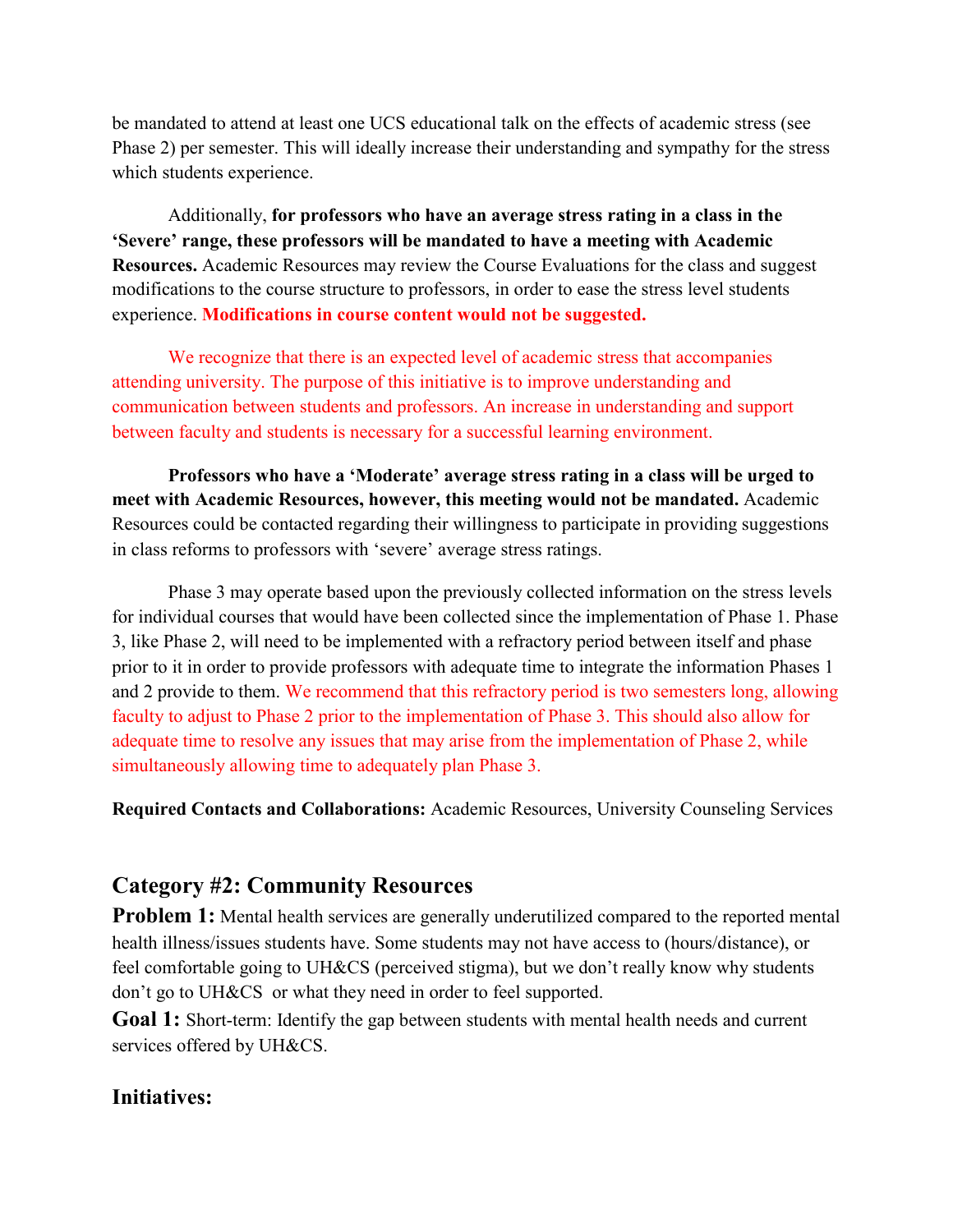be mandated to attend at least one UCS educational talk on the effects of academic stress (see Phase 2) per semester. This will ideally increase their understanding and sympathy for the stress which students experience.

Additionally, **for professors who have an average stress rating in a class in the 'Severe' range, these professors will be mandated to have a meeting with Academic Resources.** Academic Resources may review the Course Evaluations for the class and suggest modifications to the course structure to professors, in order to ease the stress level students experience. **Modifications in course content would not be suggested.**

We recognize that there is an expected level of academic stress that accompanies attending university. The purpose of this initiative is to improve understanding and communication between students and professors. An increase in understanding and support between faculty and students is necessary for a successful learning environment.

**Professors who have a 'Moderate' average stress rating in a class will be urged to meet with Academic Resources, however, this meeting would not be mandated.** Academic Resources could be contacted regarding their willingness to participate in providing suggestions in class reforms to professors with 'severe' average stress ratings.

Phase 3 may operate based upon the previously collected information on the stress levels for individual courses that would have been collected since the implementation of Phase 1. Phase 3, like Phase 2, will need to be implemented with a refractory period between itself and phase prior to it in order to provide professors with adequate time to integrate the information Phases 1 and 2 provide to them. We recommend that this refractory period is two semesters long, allowing faculty to adjust to Phase 2 prior to the implementation of Phase 3. This should also allow for adequate time to resolve any issues that may arise from the implementation of Phase 2, while simultaneously allowing time to adequately plan Phase 3.

**Required Contacts and Collaborations:** Academic Resources, University Counseling Services

## Category #2: Community Resources

**Problem 1:** Mental health services are generally underutilized compared to the reported mental health illness/issues students have. Some students may not have access to (hours/distance), or feel comfortable going to UH&CS (perceived stigma), but we don't really know why students don't go to UH&CS or what they need in order to feel supported.

**Goal 1:** Short-term: Identify the gap between students with mental health needs and current services offered by UH&CS.

### Initiatives: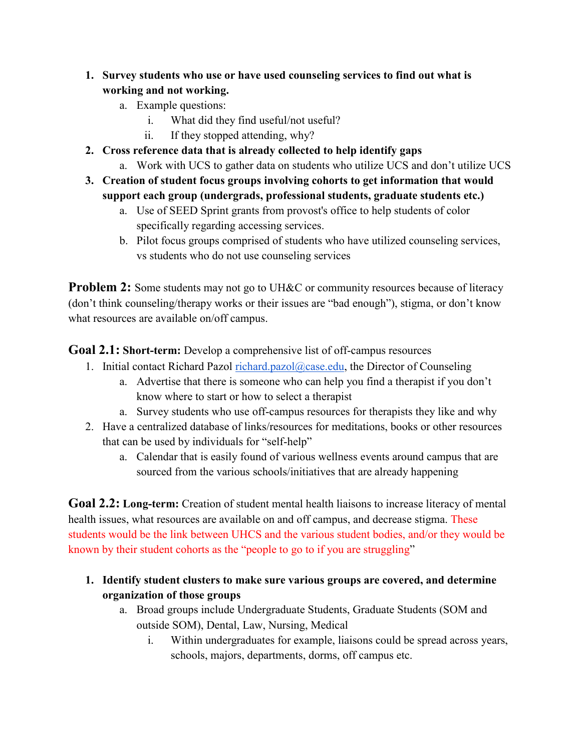1. **Survey students who use or have used counseling services to find out what is working and not working.**
    a. Example questions:
        i. What did they find useful/not useful?
        ii. If they stopped attending, why?
2. **Cross reference data that is already collected to help identify gaps**
    a. Work with UCS to gather data on students who utilize UCS and don't utilize UCS
3. **Creation of student focus groups involving cohorts to get information that would support each group (undergrads, professional students, graduate students etc.)**
    a. Use of SEED Sprint grants from provost's office to help students of color specifically regarding accessing services.
    b. Pilot focus groups comprised of students who have utilized counseling services, vs students who do not use counseling services

**Problem 2:** Some students may not go to UH&C or community resources because of literacy (don't think counseling/therapy works or their issues are "bad enough"), stigma, or don't know what resources are available on/off campus.

**Goal 2.1: Short-term:** Develop a comprehensive list of off-campus resources

1. Initial contact Richard Pazol richard.pazol@case.edu, the Director of Counseling
    a. Advertise that there is someone who can help you find a therapist if you don't know where to start or how to select a therapist
    a. Survey students who use off-campus resources for therapists they like and why
2. Have a centralized database of links/resources for meditations, books or other resources that can be used by individuals for "self-help"
    a. Calendar that is easily found of various wellness events around campus that are sourced from the various schools/initiatives that are already happening

**Goal 2.2: Long-term:** Creation of student mental health liaisons to increase literacy of mental health issues, what resources are available on and off campus, and decrease stigma. These students would be the link between UHCS and the various student bodies, and/or they would be known by their student cohorts as the "people to go to if you are struggling"

1. **Identify student clusters to make sure various groups are covered, and determine organization of those groups**
    a. Broad groups include Undergraduate Students, Graduate Students (SOM and outside SOM), Dental, Law, Nursing, Medical
        i. Within undergraduates for example, liaisons could be spread across years, schools, majors, departments, dorms, off campus etc.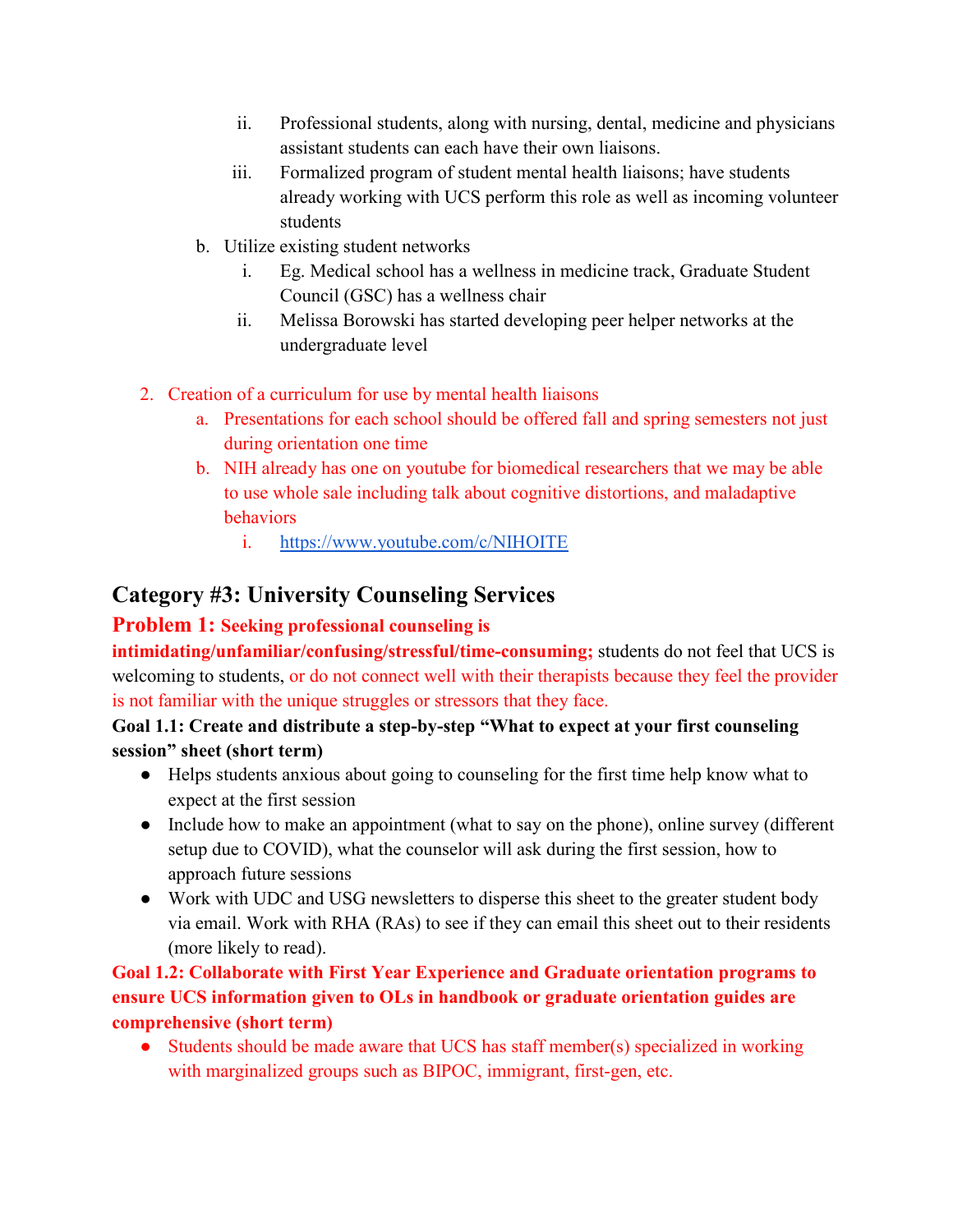ii. Professional students, along with nursing, dental, medicine and physicians assistant students can each have their own liaisons.
   iii. Formalized program of student mental health liaisons; have students already working with UCS perform this role as well as incoming volunteer students

b. Utilize existing student networks
   i. Eg. Medical school has a wellness in medicine track, Graduate Student Council (GSC) has a wellness chair
   ii. Melissa Borowski has started developing peer helper networks at the undergraduate level

2. Creation of a curriculum for use by mental health liaisons
   a. Presentations for each school should be offered fall and spring semesters not just during orientation one time
   b. NIH already has one on youtube for biomedical researchers that we may be able to use whole sale including talk about cognitive distortions, and maladaptive behaviors
      i. https://www.youtube.com/c/NIHOITE

## Category #3: University Counseling Services

### Problem 1: Seeking professional counseling is intimidating/unfamiliar/confusing/stressful/time-consuming;

students do not feel that UCS is welcoming to students, or do not connect well with their therapists because they feel the provider is not familiar with the unique struggles or stressors that they face.

**Goal 1.1: Create and distribute a step-by-step "What to expect at your first counseling session" sheet (short term)**

- Helps students anxious about going to counseling for the first time help know what to expect at the first session
- Include how to make an appointment (what to say on the phone), online survey (different setup due to COVID), what the counselor will ask during the first session, how to approach future sessions
- Work with UDC and USG newsletters to disperse this sheet to the greater student body via email. Work with RHA (RAs) to see if they can email this sheet out to their residents (more likely to read).

**Goal 1.2: Collaborate with First Year Experience and Graduate orientation programs to ensure UCS information given to OLs in handbook or graduate orientation guides are comprehensive (short term)**

- Students should be made aware that UCS has staff member(s) specialized in working with marginalized groups such as BIPOC, immigrant, first-gen, etc.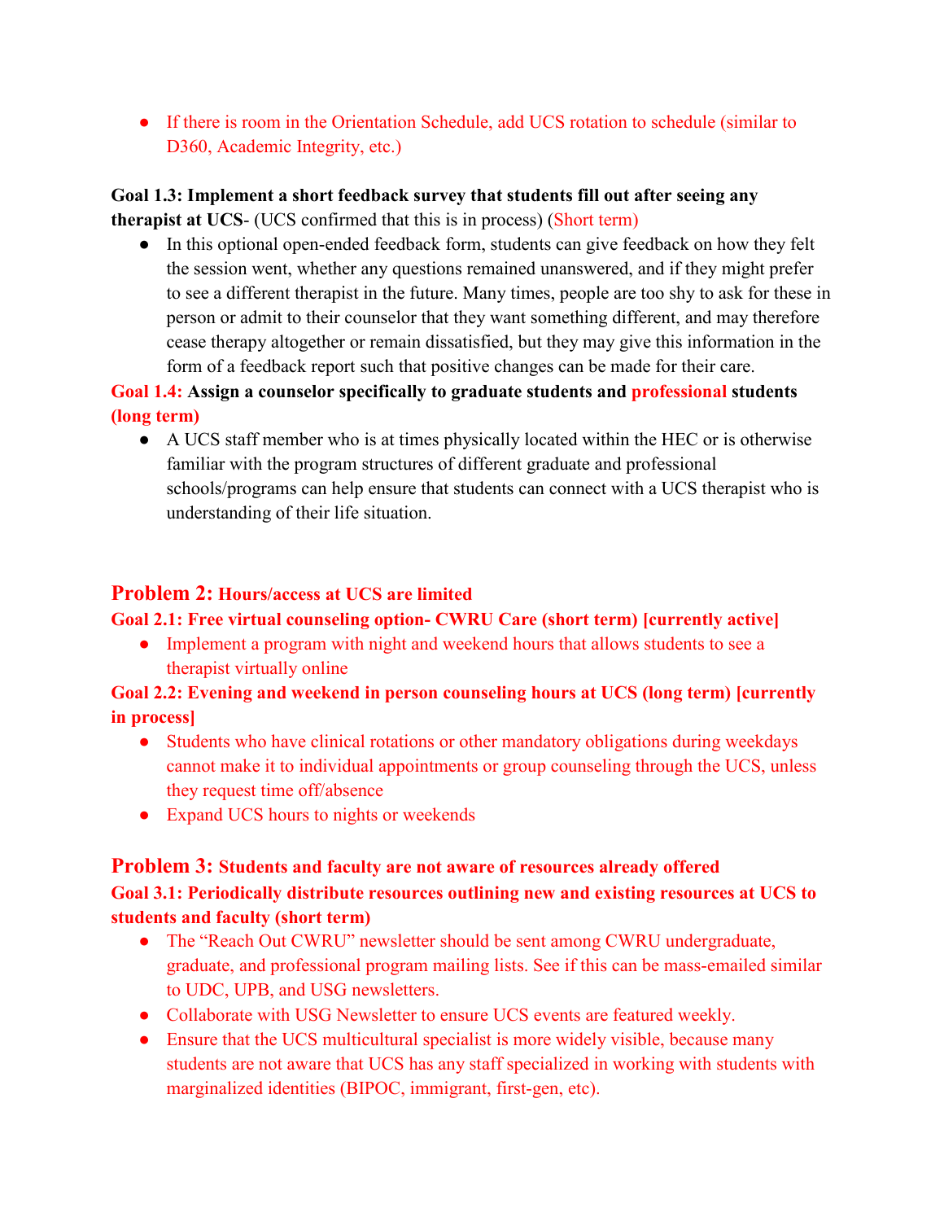- If there is room in the Orientation Schedule, add UCS rotation to schedule (similar to D360, Academic Integrity, etc.)

**Goal 1.3: Implement a short feedback survey that students fill out after seeing any therapist at UCS**- (UCS confirmed that this is in process) (Short term)

- In this optional open-ended feedback form, students can give feedback on how they felt the session went, whether any questions remained unanswered, and if they might prefer to see a different therapist in the future. Many times, people are too shy to ask for these in person or admit to their counselor that they want something different, and may therefore cease therapy altogether or remain dissatisfied, but they may give this information in the form of a feedback report such that positive changes can be made for their care.

**Goal 1.4: Assign a counselor specifically to graduate students and professional students (long term)**

- A UCS staff member who is at times physically located within the HEC or is otherwise familiar with the program structures of different graduate and professional schools/programs can help ensure that students can connect with a UCS therapist who is understanding of their life situation.

## Problem 2: Hours/access at UCS are limited

**Goal 2.1: Free virtual counseling option- CWRU Care (short term) [currently active]**

- Implement a program with night and weekend hours that allows students to see a therapist virtually online

**Goal 2.2: Evening and weekend in person counseling hours at UCS (long term) [currently in process]**

- Students who have clinical rotations or other mandatory obligations during weekdays cannot make it to individual appointments or group counseling through the UCS, unless they request time off/absence
- Expand UCS hours to nights or weekends

## Problem 3: Students and faculty are not aware of resources already offered

**Goal 3.1: Periodically distribute resources outlining new and existing resources at UCS to students and faculty (short term)**

- The "Reach Out CWRU" newsletter should be sent among CWRU undergraduate, graduate, and professional program mailing lists. See if this can be mass-emailed similar to UDC, UPB, and USG newsletters.
- Collaborate with USG Newsletter to ensure UCS events are featured weekly.
- Ensure that the UCS multicultural specialist is more widely visible, because many students are not aware that UCS has any staff specialized in working with students with marginalized identities (BIPOC, immigrant, first-gen, etc).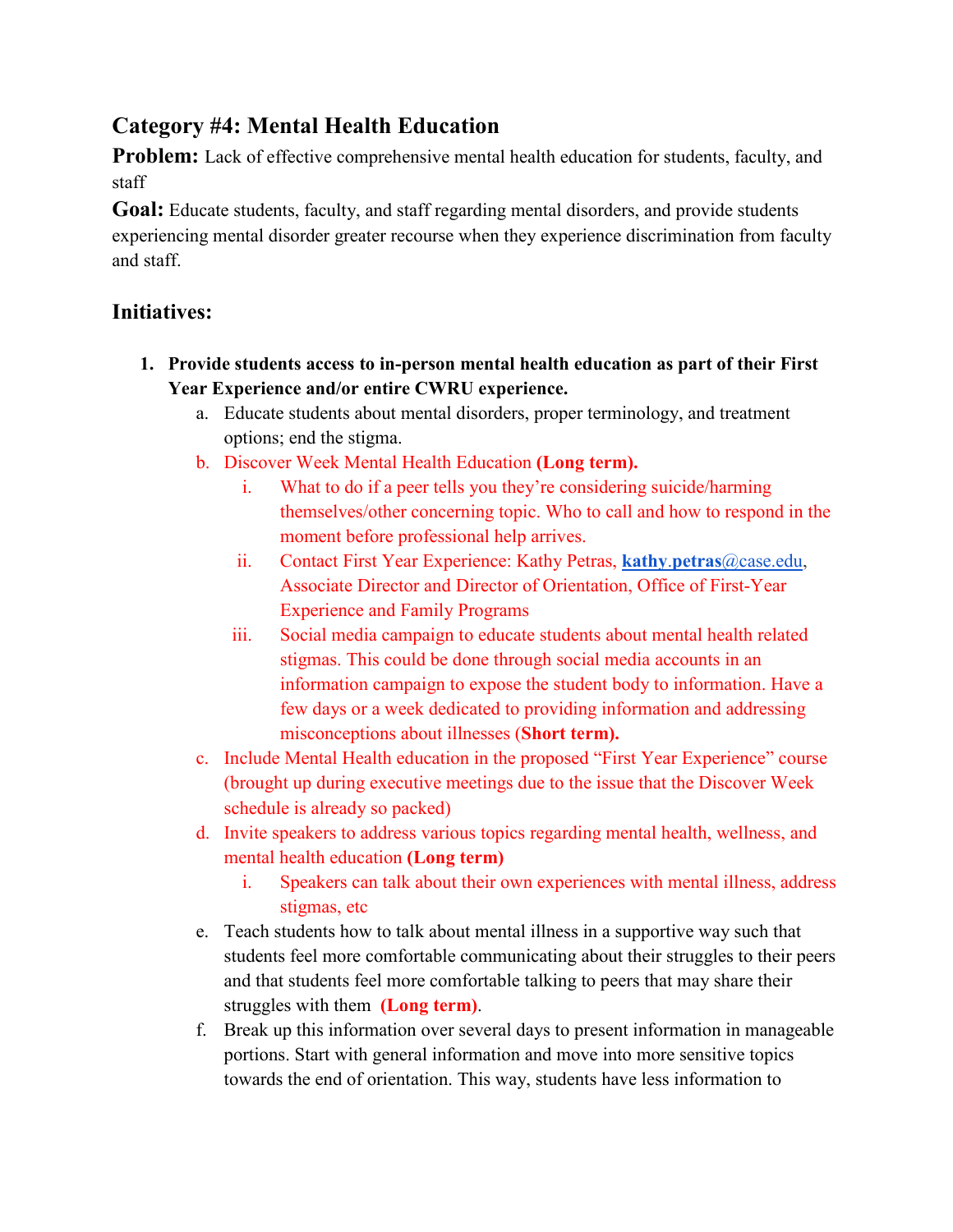## Category #4: Mental Health Education

**Problem:** Lack of effective comprehensive mental health education for students, faculty, and staff

**Goal:** Educate students, faculty, and staff regarding mental disorders, and provide students experiencing mental disorder greater recourse when they experience discrimination from faculty and staff.

### Initiatives:

1. **Provide students access to in-person mental health education as part of their First Year Experience and/or entire CWRU experience.**
   a. Educate students about mental disorders, proper terminology, and treatment options; end the stigma.
   b. Discover Week Mental Health Education **(Long term).**
      i. What to do if a peer tells you they're considering suicide/harming themselves/other concerning topic. Who to call and how to respond in the moment before professional help arrives.
      ii. Contact First Year Experience: Kathy Petras, **kathy.petras**@case.edu, Associate Director and Director of Orientation, Office of First-Year Experience and Family Programs
      iii. Social media campaign to educate students about mental health related stigmas. This could be done through social media accounts in an information campaign to expose the student body to information. Have a few days or a week dedicated to providing information and addressing misconceptions about illnesses (**Short term).**
   c. Include Mental Health education in the proposed "First Year Experience" course (brought up during executive meetings due to the issue that the Discover Week schedule is already so packed)
   d. Invite speakers to address various topics regarding mental health, wellness, and mental health education **(Long term)**
      i. Speakers can talk about their own experiences with mental illness, address stigmas, etc
   e. Teach students how to talk about mental illness in a supportive way such that students feel more comfortable communicating about their struggles to their peers and that students feel more comfortable talking to peers that may share their struggles with them **(Long term)**.
   f. Break up this information over several days to present information in manageable portions. Start with general information and move into more sensitive topics towards the end of orientation. This way, students have less information to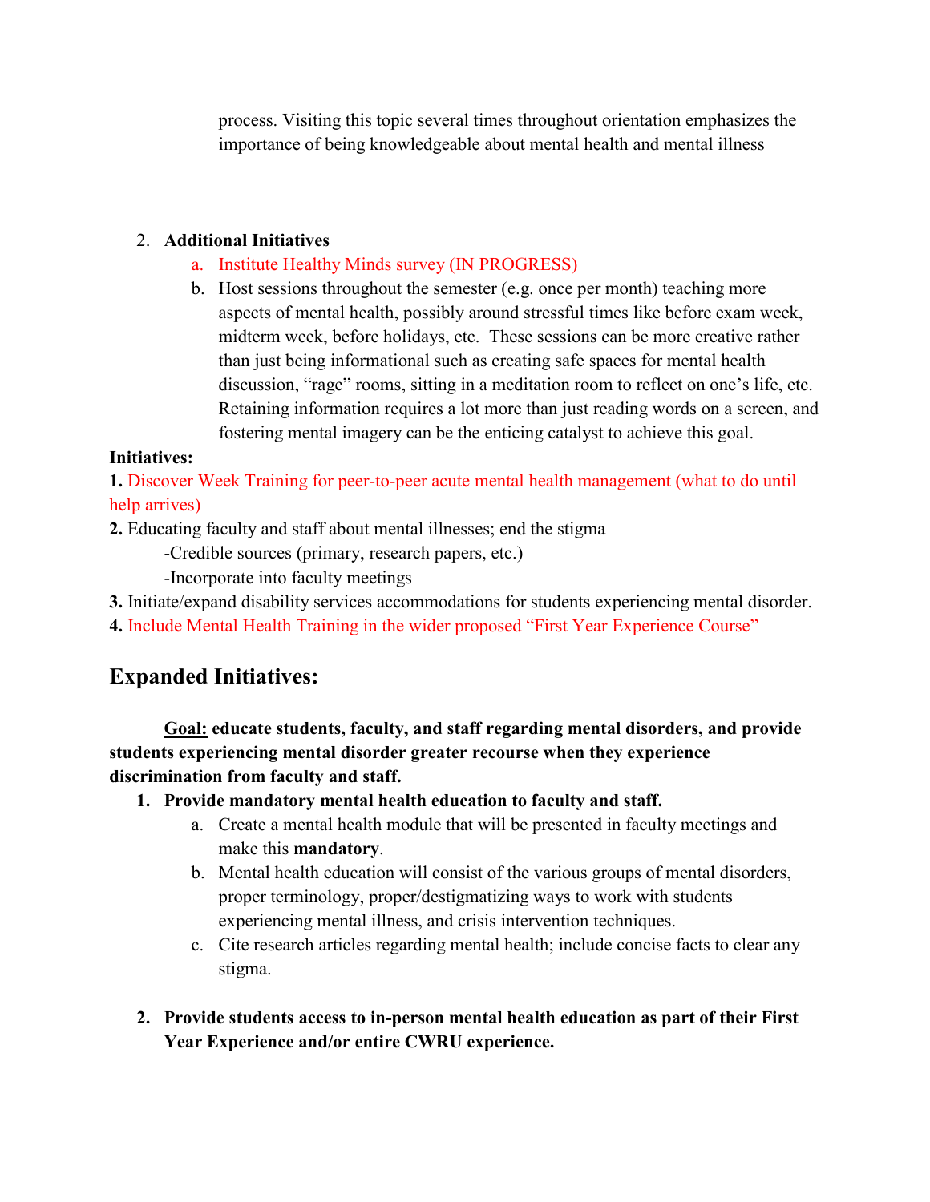process. Visiting this topic several times throughout orientation emphasizes the importance of being knowledgeable about mental health and mental illness

2. **Additional Initiatives**
   a. Institute Healthy Minds survey (IN PROGRESS)
   b. Host sessions throughout the semester (e.g. once per month) teaching more aspects of mental health, possibly around stressful times like before exam week, midterm week, before holidays, etc. These sessions can be more creative rather than just being informational such as creating safe spaces for mental health discussion, "rage" rooms, sitting in a meditation room to reflect on one's life, etc. Retaining information requires a lot more than just reading words on a screen, and fostering mental imagery can be the enticing catalyst to achieve this goal.

**Initiatives:**

**1.** Discover Week Training for peer-to-peer acute mental health management (what to do until help arrives)

**2.** Educating faculty and staff about mental illnesses; end the stigma

-Credible sources (primary, research papers, etc.)

-Incorporate into faculty meetings

**3.** Initiate/expand disability services accommodations for students experiencing mental disorder.

**4.** Include Mental Health Training in the wider proposed "First Year Experience Course"

## Expanded Initiatives:

**Goal: educate students, faculty, and staff regarding mental disorders, and provide students experiencing mental disorder greater recourse when they experience discrimination from faculty and staff.**

1. **Provide mandatory mental health education to faculty and staff.**
   a. Create a mental health module that will be presented in faculty meetings and make this **mandatory**.
   b. Mental health education will consist of the various groups of mental disorders, proper terminology, proper/destigmatizing ways to work with students experiencing mental illness, and crisis intervention techniques.
   c. Cite research articles regarding mental health; include concise facts to clear any stigma.

2. **Provide students access to in-person mental health education as part of their First Year Experience and/or entire CWRU experience.**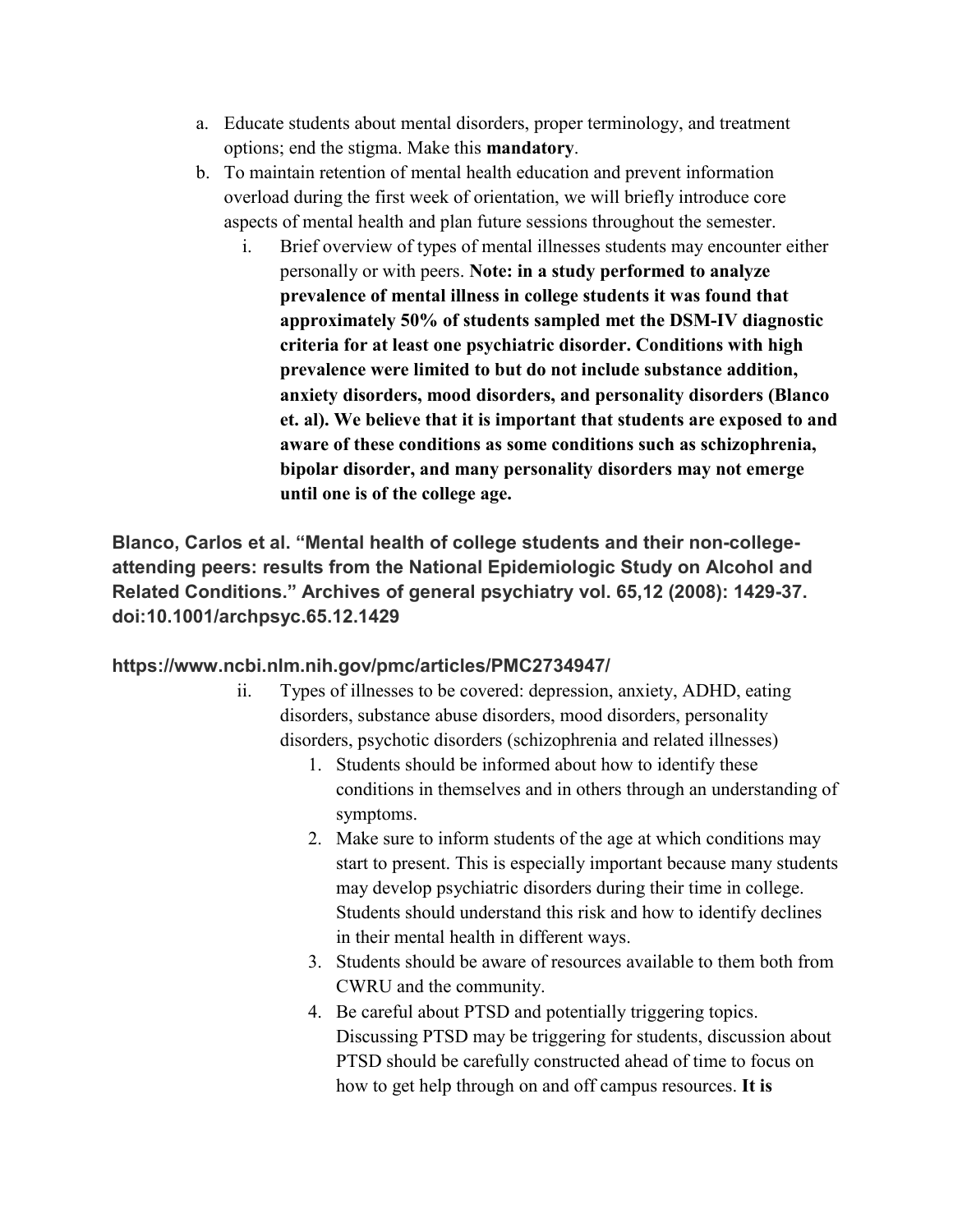a. Educate students about mental disorders, proper terminology, and treatment options; end the stigma. Make this **mandatory**.

b. To maintain retention of mental health education and prevent information overload during the first week of orientation, we will briefly introduce core aspects of mental health and plan future sessions throughout the semester.

   i. Brief overview of types of mental illnesses students may encounter either personally or with peers. **Note: in a study performed to analyze prevalence of mental illness in college students it was found that approximately 50% of students sampled met the DSM-IV diagnostic criteria for at least one psychiatric disorder. Conditions with high prevalence were limited to but do not include substance addition, anxiety disorders, mood disorders, and personality disorders (Blanco et. al). We believe that it is important that students are exposed to and aware of these conditions as some conditions such as schizophrenia, bipolar disorder, and many personality disorders may not emerge until one is of the college age.**

**Blanco, Carlos et al. "Mental health of college students and their non-college-attending peers: results from the National Epidemiologic Study on Alcohol and Related Conditions." Archives of general psychiatry vol. 65,12 (2008): 1429-37. doi:10.1001/archpsyc.65.12.1429**

**https://www.ncbi.nlm.nih.gov/pmc/articles/PMC2734947/**

   ii. Types of illnesses to be covered: depression, anxiety, ADHD, eating disorders, substance abuse disorders, mood disorders, personality disorders, psychotic disorders (schizophrenia and related illnesses)

      1. Students should be informed about how to identify these conditions in themselves and in others through an understanding of symptoms.
      2. Make sure to inform students of the age at which conditions may start to present. This is especially important because many students may develop psychiatric disorders during their time in college. Students should understand this risk and how to identify declines in their mental health in different ways.
      3. Students should be aware of resources available to them both from CWRU and the community.
      4. Be careful about PTSD and potentially triggering topics. Discussing PTSD may be triggering for students, discussion about PTSD should be carefully constructed ahead of time to focus on how to get help through on and off campus resources. **It is**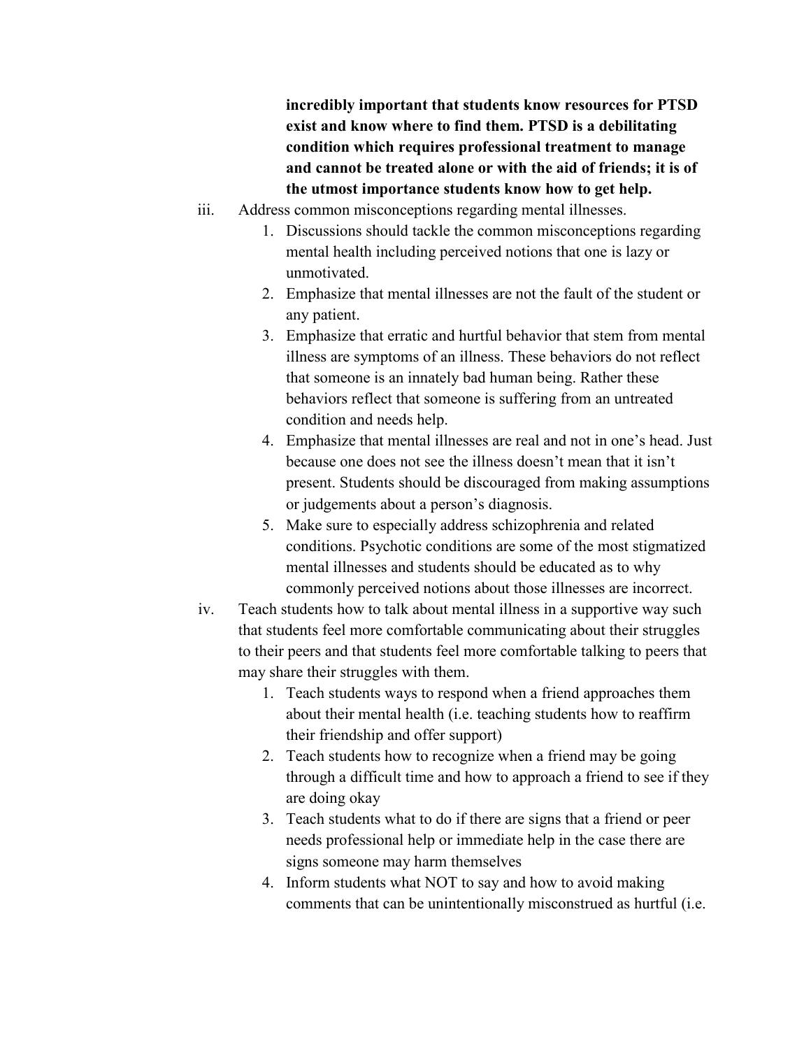**incredibly important that students know resources for PTSD exist and know where to find them. PTSD is a debilitating condition which requires professional treatment to manage and cannot be treated alone or with the aid of friends; it is of the utmost importance students know how to get help.**

iii. Address common misconceptions regarding mental illnesses.

1. Discussions should tackle the common misconceptions regarding mental health including perceived notions that one is lazy or unmotivated.
2. Emphasize that mental illnesses are not the fault of the student or any patient.
3. Emphasize that erratic and hurtful behavior that stem from mental illness are symptoms of an illness. These behaviors do not reflect that someone is an innately bad human being. Rather these behaviors reflect that someone is suffering from an untreated condition and needs help.
4. Emphasize that mental illnesses are real and not in one's head. Just because one does not see the illness doesn't mean that it isn't present. Students should be discouraged from making assumptions or judgements about a person's diagnosis.
5. Make sure to especially address schizophrenia and related conditions. Psychotic conditions are some of the most stigmatized mental illnesses and students should be educated as to why commonly perceived notions about those illnesses are incorrect.

iv. Teach students how to talk about mental illness in a supportive way such that students feel more comfortable communicating about their struggles to their peers and that students feel more comfortable talking to peers that may share their struggles with them.

1. Teach students ways to respond when a friend approaches them about their mental health (i.e. teaching students how to reaffirm their friendship and offer support)
2. Teach students how to recognize when a friend may be going through a difficult time and how to approach a friend to see if they are doing okay
3. Teach students what to do if there are signs that a friend or peer needs professional help or immediate help in the case there are signs someone may harm themselves
4. Inform students what NOT to say and how to avoid making comments that can be unintentionally misconstrued as hurtful (i.e.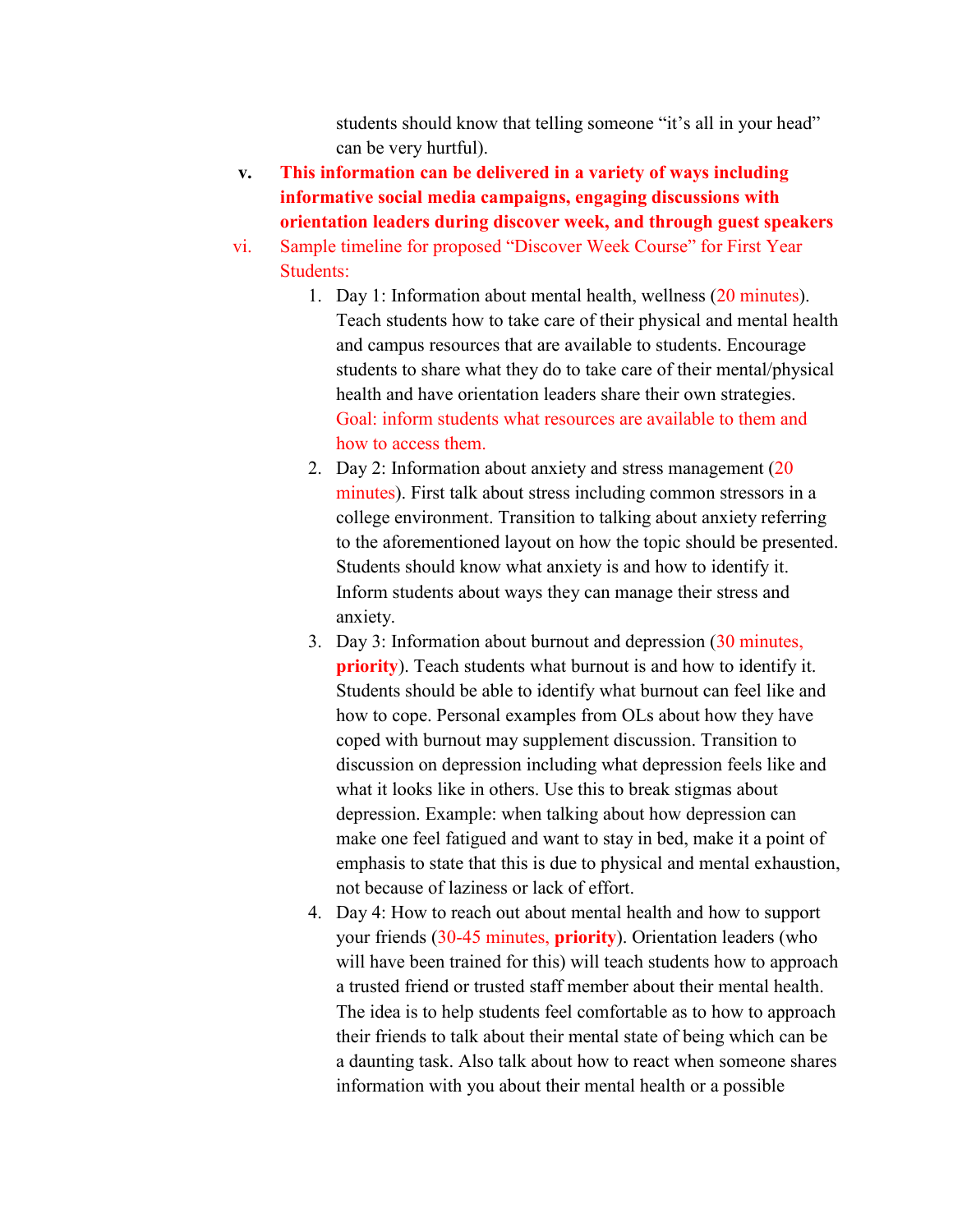students should know that telling someone “it’s all in your head” can be very hurtful).

v. **This information can be delivered in a variety of ways including informative social media campaigns, engaging discussions with orientation leaders during discover week, and through guest speakers**

vi. Sample timeline for proposed “Discover Week Course” for First Year Students:

1. Day 1: Information about mental health, wellness (20 minutes). Teach students how to take care of their physical and mental health and campus resources that are available to students. Encourage students to share what they do to take care of their mental/physical health and have orientation leaders share their own strategies. Goal: inform students what resources are available to them and how to access them.
2. Day 2: Information about anxiety and stress management (20 minutes). First talk about stress including common stressors in a college environment. Transition to talking about anxiety referring to the aforementioned layout on how the topic should be presented. Students should know what anxiety is and how to identify it. Inform students about ways they can manage their stress and anxiety.
3. Day 3: Information about burnout and depression (30 minutes, **priority**). Teach students what burnout is and how to identify it. Students should be able to identify what burnout can feel like and how to cope. Personal examples from OLs about how they have coped with burnout may supplement discussion. Transition to discussion on depression including what depression feels like and what it looks like in others. Use this to break stigmas about depression. Example: when talking about how depression can make one feel fatigued and want to stay in bed, make it a point of emphasis to state that this is due to physical and mental exhaustion, not because of laziness or lack of effort.
4. Day 4: How to reach out about mental health and how to support your friends (30-45 minutes, **priority**). Orientation leaders (who will have been trained for this) will teach students how to approach a trusted friend or trusted staff member about their mental health. The idea is to help students feel comfortable as to how to approach their friends to talk about their mental state of being which can be a daunting task. Also talk about how to react when someone shares information with you about their mental health or a possible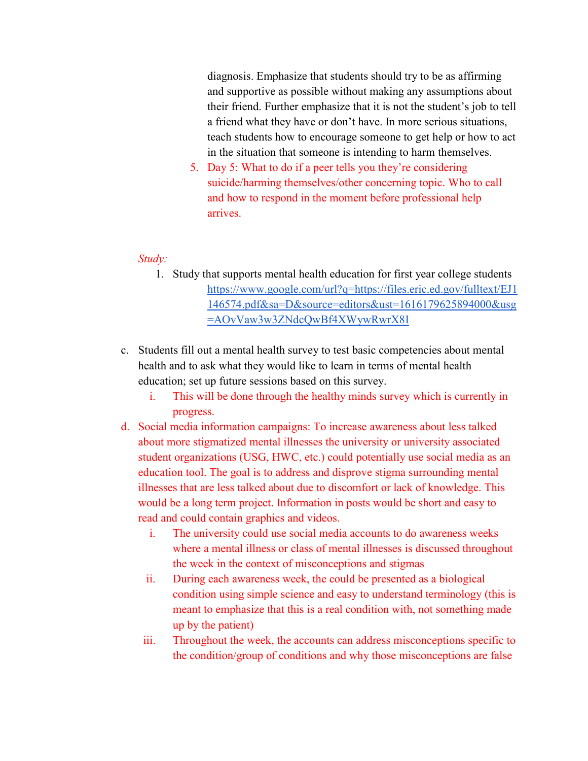diagnosis. Emphasize that students should try to be as affirming and supportive as possible without making any assumptions about their friend. Further emphasize that it is not the student's job to tell a friend what they have or don't have. In more serious situations, teach students how to encourage someone to get help or how to act in the situation that someone is intending to harm themselves.

5. Day 5: What to do if a peer tells you they're considering suicide/harming themselves/other concerning topic. Who to call and how to respond in the moment before professional help arrives.

*Study:*

1. Study that supports mental health education for first year college students
   [https://www.google.com/url?q=https://files.eric.ed.gov/fulltext/EJ1146574.pdf&sa=D&source=editors&ust=1616179625894000&usg=AOvVaw3w3ZNdcQwBf4XWywRwrX8I](https://www.google.com/url?q=https://files.eric.ed.gov/fulltext/EJ1146574.pdf&sa=D&source=editors&ust=1616179625894000&usg=AOvVaw3w3ZNdcQwBf4XWywRwrX8I)

c. Students fill out a mental health survey to test basic competencies about mental health and to ask what they would like to learn in terms of mental health education; set up future sessions based on this survey.
   i. This will be done through the healthy minds survey which is currently in progress.

d. Social media information campaigns: To increase awareness about less talked about more stigmatized mental illnesses the university or university associated student organizations (USG, HWC, etc.) could potentially use social media as an education tool. The goal is to address and disprove stigma surrounding mental illnesses that are less talked about due to discomfort or lack of knowledge. This would be a long term project. Information in posts would be short and easy to read and could contain graphics and videos.
   i. The university could use social media accounts to do awareness weeks where a mental illness or class of mental illnesses is discussed throughout the week in the context of misconceptions and stigmas
   ii. During each awareness week, the could be presented as a biological condition using simple science and easy to understand terminology (this is meant to emphasize that this is a real condition with, not something made up by the patient)
   iii. Throughout the week, the accounts can address misconceptions specific to the condition/group of conditions and why those misconceptions are false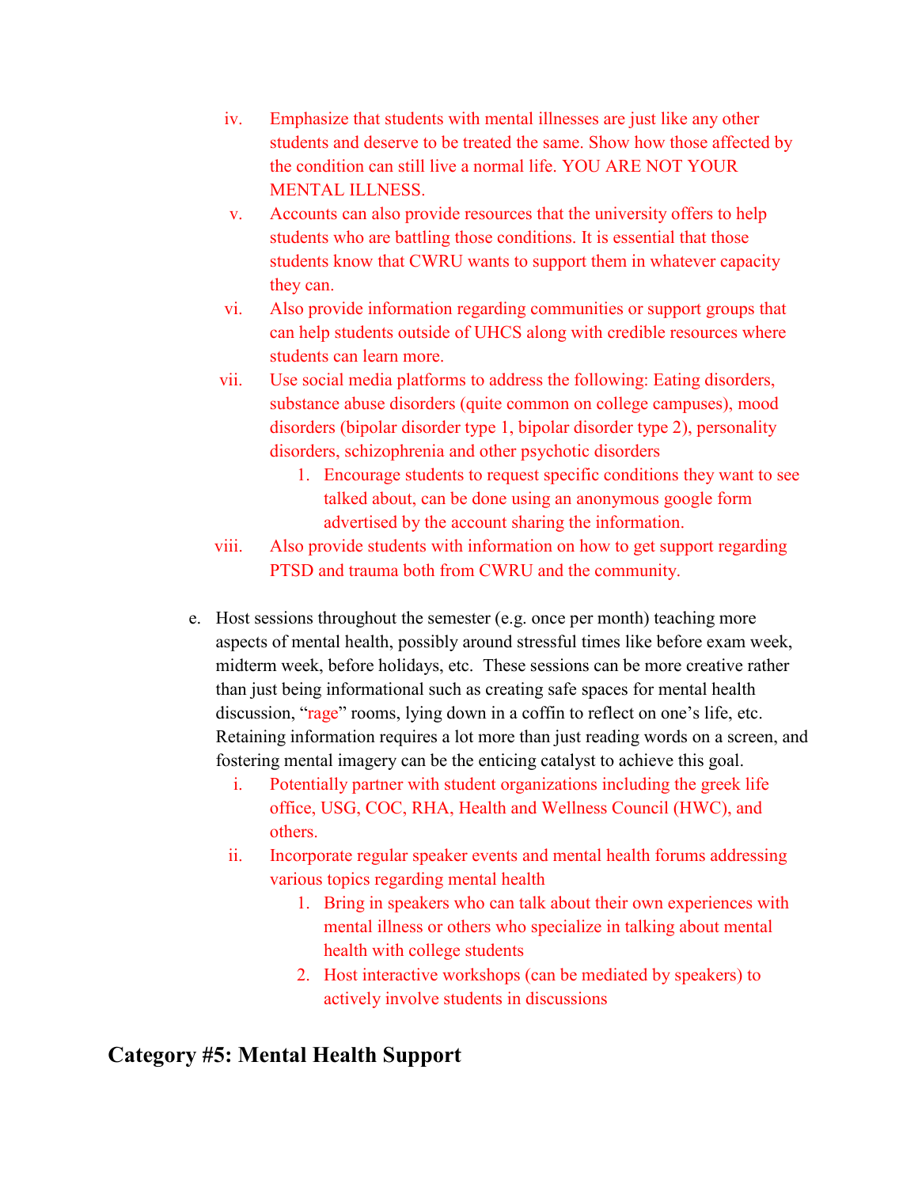iv. Emphasize that students with mental illnesses are just like any other students and deserve to be treated the same. Show how those affected by the condition can still live a normal life. YOU ARE NOT YOUR MENTAL ILLNESS.

v. Accounts can also provide resources that the university offers to help students who are battling those conditions. It is essential that those students know that CWRU wants to support them in whatever capacity they can.

vi. Also provide information regarding communities or support groups that can help students outside of UHCS along with credible resources where students can learn more.

vii. Use social media platforms to address the following: Eating disorders, substance abuse disorders (quite common on college campuses), mood disorders (bipolar disorder type 1, bipolar disorder type 2), personality disorders, schizophrenia and other psychotic disorders

   1. Encourage students to request specific conditions they want to see talked about, can be done using an anonymous google form advertised by the account sharing the information.

viii. Also provide students with information on how to get support regarding PTSD and trauma both from CWRU and the community.

e. Host sessions throughout the semester (e.g. once per month) teaching more aspects of mental health, possibly around stressful times like before exam week, midterm week, before holidays, etc. These sessions can be more creative rather than just being informational such as creating safe spaces for mental health discussion, "rage" rooms, lying down in a coffin to reflect on one's life, etc. Retaining information requires a lot more than just reading words on a screen, and fostering mental imagery can be the enticing catalyst to achieve this goal.

   i. Potentially partner with student organizations including the greek life office, USG, COC, RHA, Health and Wellness Council (HWC), and others.

   ii. Incorporate regular speaker events and mental health forums addressing various topics regarding mental health

      1. Bring in speakers who can talk about their own experiences with mental illness or others who specialize in talking about mental health with college students
      2. Host interactive workshops (can be mediated by speakers) to actively involve students in discussions

## Category #5: Mental Health Support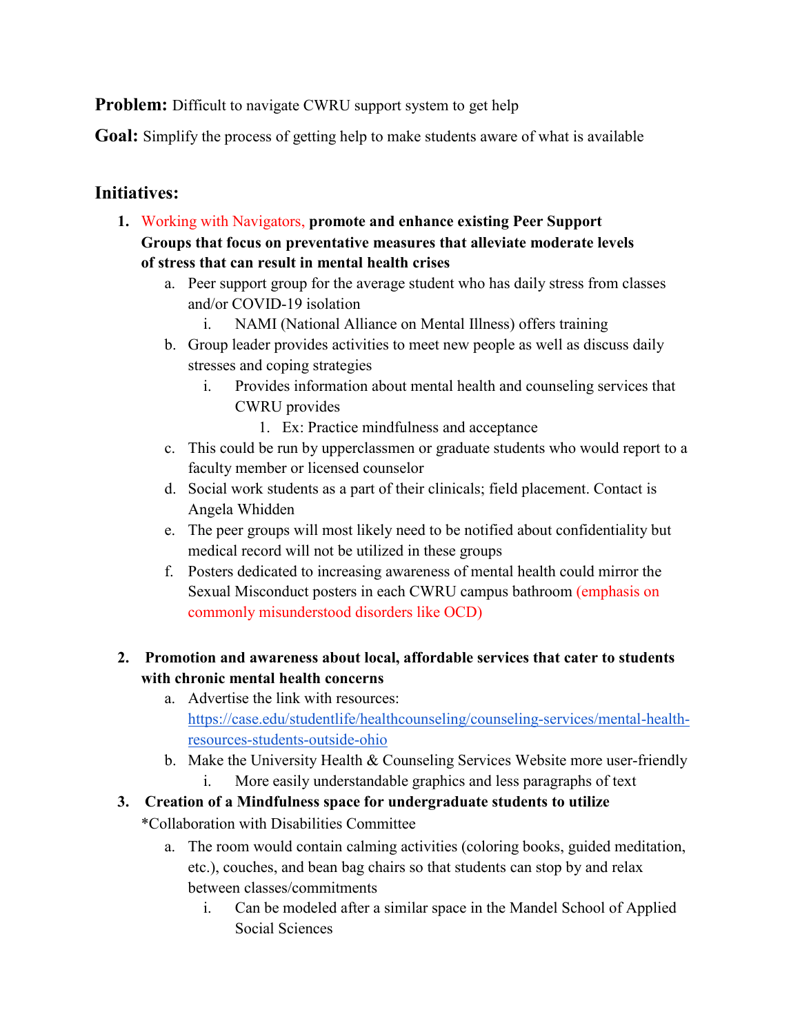**Problem:** Difficult to navigate CWRU support system to get help

**Goal:** Simplify the process of getting help to make students aware of what is available

## Initiatives:

1. Working with Navigators, **promote and enhance existing Peer Support Groups that focus on preventative measures that alleviate moderate levels of stress that can result in mental health crises**
    a. Peer support group for the average student who has daily stress from classes and/or COVID-19 isolation
        i. NAMI (National Alliance on Mental Illness) offers training
    b. Group leader provides activities to meet new people as well as discuss daily stresses and coping strategies
        i. Provides information about mental health and counseling services that CWRU provides
            1. Ex: Practice mindfulness and acceptance
    c. This could be run by upperclassmen or graduate students who would report to a faculty member or licensed counselor
    d. Social work students as a part of their clinicals; field placement. Contact is Angela Whidden
    e. The peer groups will most likely need to be notified about confidentiality but medical record will not be utilized in these groups
    f. Posters dedicated to increasing awareness of mental health could mirror the Sexual Misconduct posters in each CWRU campus bathroom (emphasis on commonly misunderstood disorders like OCD)

2. **Promotion and awareness about local, affordable services that cater to students with chronic mental health concerns**
    a. Advertise the link with resources: https://case.edu/studentlife/healthcounseling/counseling-services/mental-health-resources-students-outside-ohio
    b. Make the University Health & Counseling Services Website more user-friendly
        i. More easily understandable graphics and less paragraphs of text

3. **Creation of a Mindfulness space for undergraduate students to utilize**
    *Collaboration with Disabilities Committee
    a. The room would contain calming activities (coloring books, guided meditation, etc.), couches, and bean bag chairs so that students can stop by and relax between classes/commitments
        i. Can be modeled after a similar space in the Mandel School of Applied Social Sciences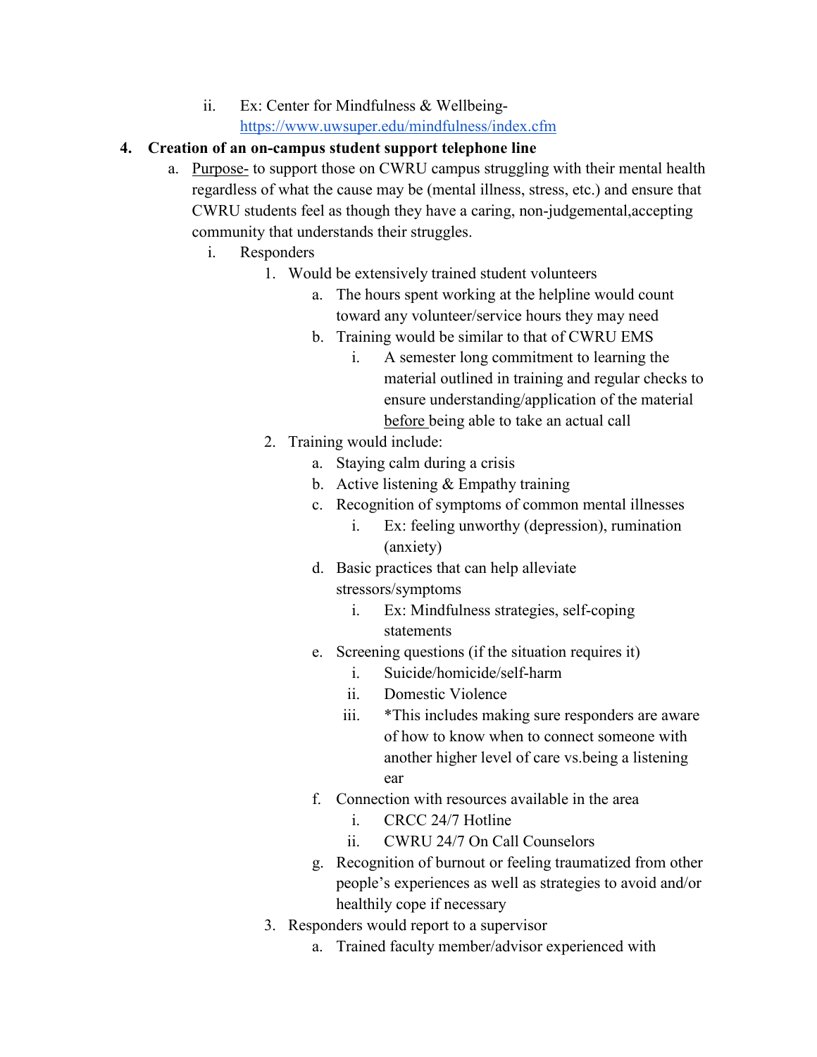ii. Ex: Center for Mindfulness & Wellbeing- [https://www.uwsuper.edu/mindfulness/index.cfm](https://www.uwsuper.edu/mindfulness/index.cfm)

**4. Creation of an on-campus student support telephone line**

- a. <u>Purpose</u>- to support those on CWRU campus struggling with their mental health regardless of what the cause may be (mental illness, stress, etc.) and ensure that CWRU students feel as though they have a caring, non-judgemental,accepting community that understands their struggles.
  - i. Responders
    1. Would be extensively trained student volunteers
       - a. The hours spent working at the helpline would count toward any volunteer/service hours they may need
       - b. Training would be similar to that of CWRU EMS
         - i. A semester long commitment to learning the material outlined in training and regular checks to ensure understanding/application of the material <u>before</u> being able to take an actual call
    2. Training would include:
       - a. Staying calm during a crisis
       - b. Active listening & Empathy training
       - c. Recognition of symptoms of common mental illnesses
         - i. Ex: feeling unworthy (depression), rumination (anxiety)
       - d. Basic practices that can help alleviate stressors/symptoms
         - i. Ex: Mindfulness strategies, self-coping statements
       - e. Screening questions (if the situation requires it)
         - i. Suicide/homicide/self-harm
         - ii. Domestic Violence
         - iii. *This includes making sure responders are aware of how to know when to connect someone with another higher level of care vs.being a listening ear
       - f. Connection with resources available in the area
         - i. CRCC 24/7 Hotline
         - ii. CWRU 24/7 On Call Counselors
       - g. Recognition of burnout or feeling traumatized from other people's experiences as well as strategies to avoid and/or healthily cope if necessary
    3. Responders would report to a supervisor
       - a. Trained faculty member/advisor experienced with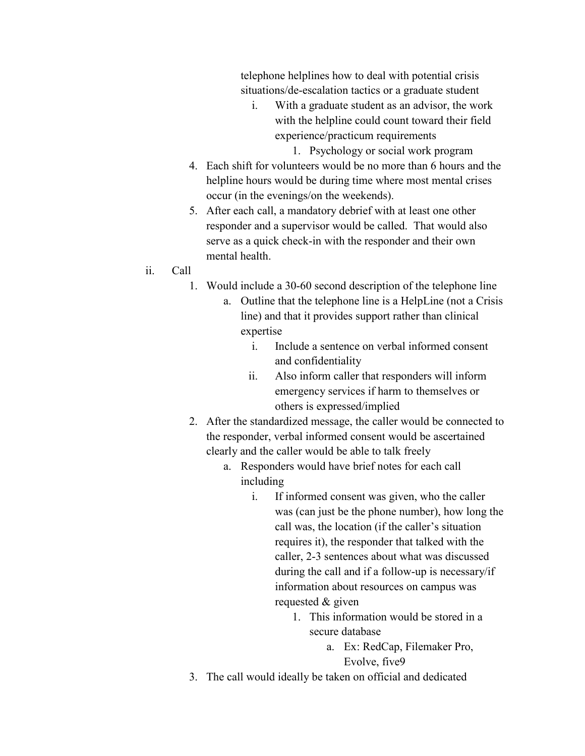telephone helplines how to deal with potential crisis situations/de-escalation tactics or a graduate student

            i. With a graduate student as an advisor, the work with the helpline could count toward their field experience/practicum requirements

                1. Psychology or social work program

    4. Each shift for volunteers would be no more than 6 hours and the helpline hours would be during time where most mental crises occur (in the evenings/on the weekends).
    5. After each call, a mandatory debrief with at least one other responder and a supervisor would be called. That would also serve as a quick check-in with the responder and their own mental health.

ii. Call

    1. Would include a 30-60 second description of the telephone line
        a. Outline that the telephone line is a HelpLine (not a Crisis line) and that it provides support rather than clinical expertise
            i. Include a sentence on verbal informed consent and confidentiality
            ii. Also inform caller that responders will inform emergency services if harm to themselves or others is expressed/implied
    2. After the standardized message, the caller would be connected to the responder, verbal informed consent would be ascertained clearly and the caller would be able to talk freely
        a. Responders would have brief notes for each call including
            i. If informed consent was given, who the caller was (can just be the phone number), how long the call was, the location (if the caller's situation requires it), the responder that talked with the caller, 2-3 sentences about what was discussed during the call and if a follow-up is necessary/if information about resources on campus was requested & given
                1. This information would be stored in a secure database
                    a. Ex: RedCap, Filemaker Pro, Evolve, five9
    3. The call would ideally be taken on official and dedicated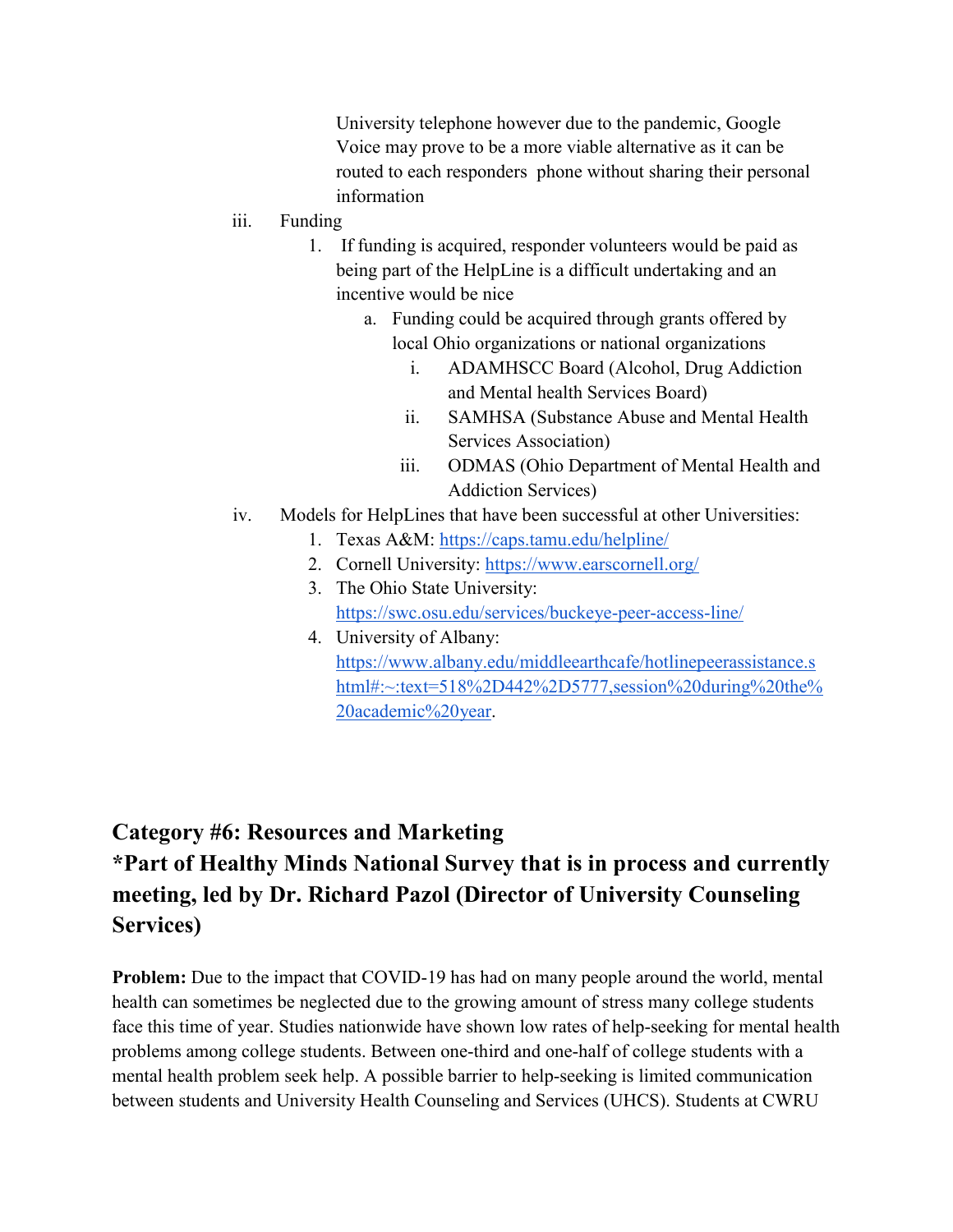University telephone however due to the pandemic, Google Voice may prove to be a more viable alternative as it can be routed to each responders  phone without sharing their personal information

iii. Funding
    1. If funding is acquired, responder volunteers would be paid as being part of the HelpLine is a difficult undertaking and an incentive would be nice
        a. Funding could be acquired through grants offered by local Ohio organizations or national organizations
            i. ADAMHSCC Board (Alcohol, Drug Addiction and Mental health Services Board)
            ii. SAMHSA (Substance Abuse and Mental Health Services Association)
            iii. ODMAS (Ohio Department of Mental Health and Addiction Services)

iv. Models for HelpLines that have been successful at other Universities:
    1. Texas A&M: https://caps.tamu.edu/helpline/
    2. Cornell University: https://www.earscornell.org/
    3. The Ohio State University: https://swc.osu.edu/services/buckeye-peer-access-line/
    4. University of Albany: https://www.albany.edu/middleearthcafe/hotlinepeerassistance.shtml#:~:text=518%2D442%2D5777,session%20during%20the%20academic%20year.

## Category #6: Resources and Marketing
## *Part of Healthy Minds National Survey that is in process and currently meeting, led by Dr. Richard Pazol (Director of University Counseling Services)

**Problem:** Due to the impact that COVID-19 has had on many people around the world, mental health can sometimes be neglected due to the growing amount of stress many college students face this time of year. Studies nationwide have shown low rates of help-seeking for mental health problems among college students. Between one-third and one-half of college students with a mental health problem seek help. A possible barrier to help-seeking is limited communication between students and University Health Counseling and Services (UHCS). Students at CWRU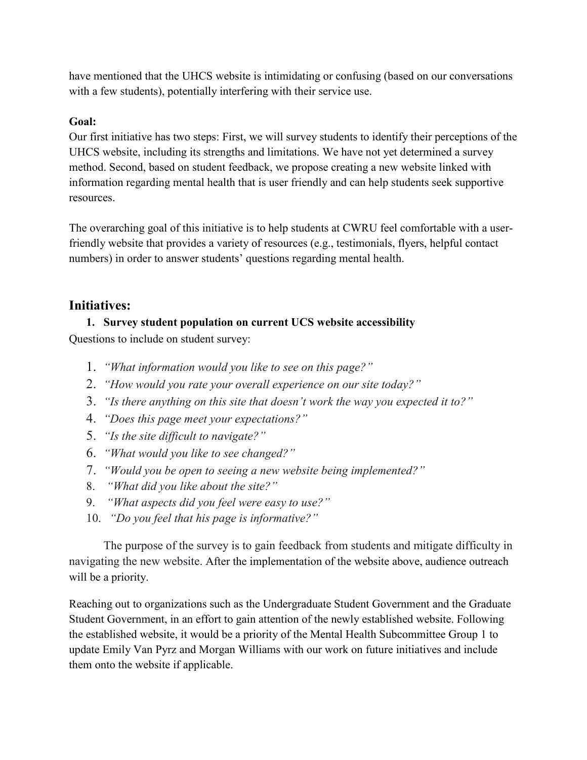have mentioned that the UHCS website is intimidating or confusing (based on our conversations with a few students), potentially interfering with their service use.

**Goal:**

Our first initiative has two steps: First, we will survey students to identify their perceptions of the UHCS website, including its strengths and limitations. We have not yet determined a survey method. Second, based on student feedback, we propose creating a new website linked with information regarding mental health that is user friendly and can help students seek supportive resources.

The overarching goal of this initiative is to help students at CWRU feel comfortable with a user-friendly website that provides a variety of resources (e.g., testimonials, flyers, helpful contact numbers) in order to answer students' questions regarding mental health.

## Initiatives:

1. **Survey student population on current UCS website accessibility**

Questions to include on student survey:

1. *"What information would you like to see on this page?"*
2. *"How would you rate your overall experience on our site today?"*
3. *"Is there anything on this site that doesn't work the way you expected it to?"*
4. *"Does this page meet your expectations?"*
5. *"Is the site difficult to navigate?"*
6. *"What would you like to see changed?"*
7. *"Would you be open to seeing a new website being implemented?"*
8. *"What did you like about the site?"*
9. *"What aspects did you feel were easy to use?"*
10. *"Do you feel that his page is informative?"*

The purpose of the survey is to gain feedback from students and mitigate difficulty in navigating the new website. After the implementation of the website above, audience outreach will be a priority.

Reaching out to organizations such as the Undergraduate Student Government and the Graduate Student Government, in an effort to gain attention of the newly established website. Following the established website, it would be a priority of the Mental Health Subcommittee Group 1 to update Emily Van Pyrz and Morgan Williams with our work on future initiatives and include them onto the website if applicable.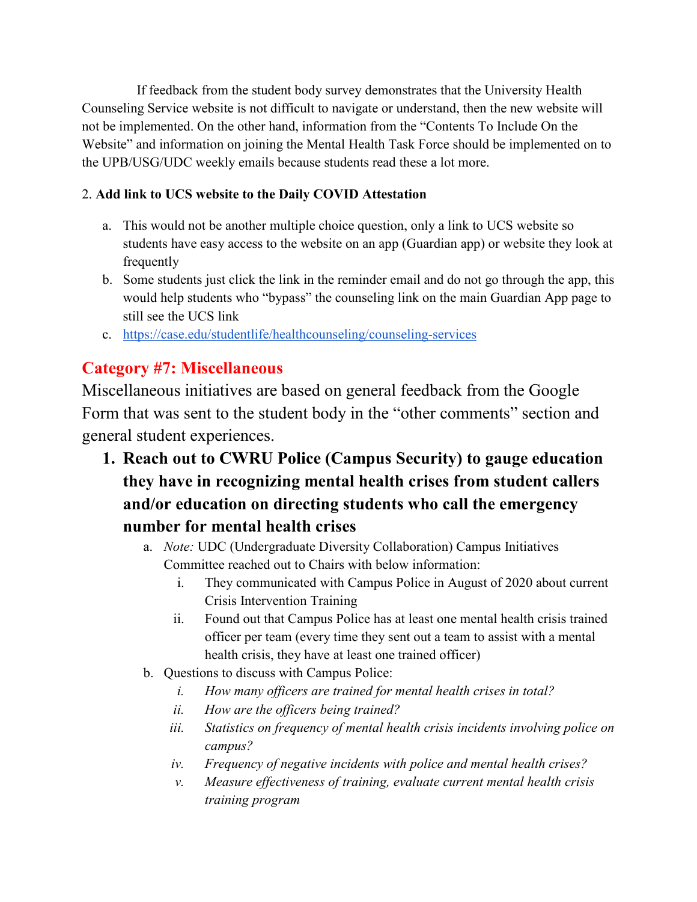If feedback from the student body survey demonstrates that the University Health Counseling Service website is not difficult to navigate or understand, then the new website will not be implemented. On the other hand, information from the "Contents To Include On the Website" and information on joining the Mental Health Task Force should be implemented on to the UPB/USG/UDC weekly emails because students read these a lot more.

2. **Add link to UCS website to the Daily COVID Attestation**

   a. This would not be another multiple choice question, only a link to UCS website so students have easy access to the website on an app (Guardian app) or website they look at frequently
   b. Some students just click the link in the reminder email and do not go through the app, this would help students who "bypass" the counseling link on the main Guardian App page to still see the UCS link
   c. https://case.edu/studentlife/healthcounseling/counseling-services

## Category #7: Miscellaneous

Miscellaneous initiatives are based on general feedback from the Google Form that was sent to the student body in the "other comments" section and general student experiences.

1. **Reach out to CWRU Police (Campus Security) to gauge education they have in recognizing mental health crises from student callers and/or education on directing students who call the emergency number for mental health crises**
   a. *Note:* UDC (Undergraduate Diversity Collaboration) Campus Initiatives Committee reached out to Chairs with below information:
      i. They communicated with Campus Police in August of 2020 about current Crisis Intervention Training
      ii. Found out that Campus Police has at least one mental health crisis trained officer per team (every time they sent out a team to assist with a mental health crisis, they have at least one trained officer)
   b. Questions to discuss with Campus Police:
      i. *How many officers are trained for mental health crises in total?*
      ii. *How are the officers being trained?*
      iii. *Statistics on frequency of mental health crisis incidents involving police on campus?*
      iv. *Frequency of negative incidents with police and mental health crises?*
      v. *Measure effectiveness of training, evaluate current mental health crisis training program*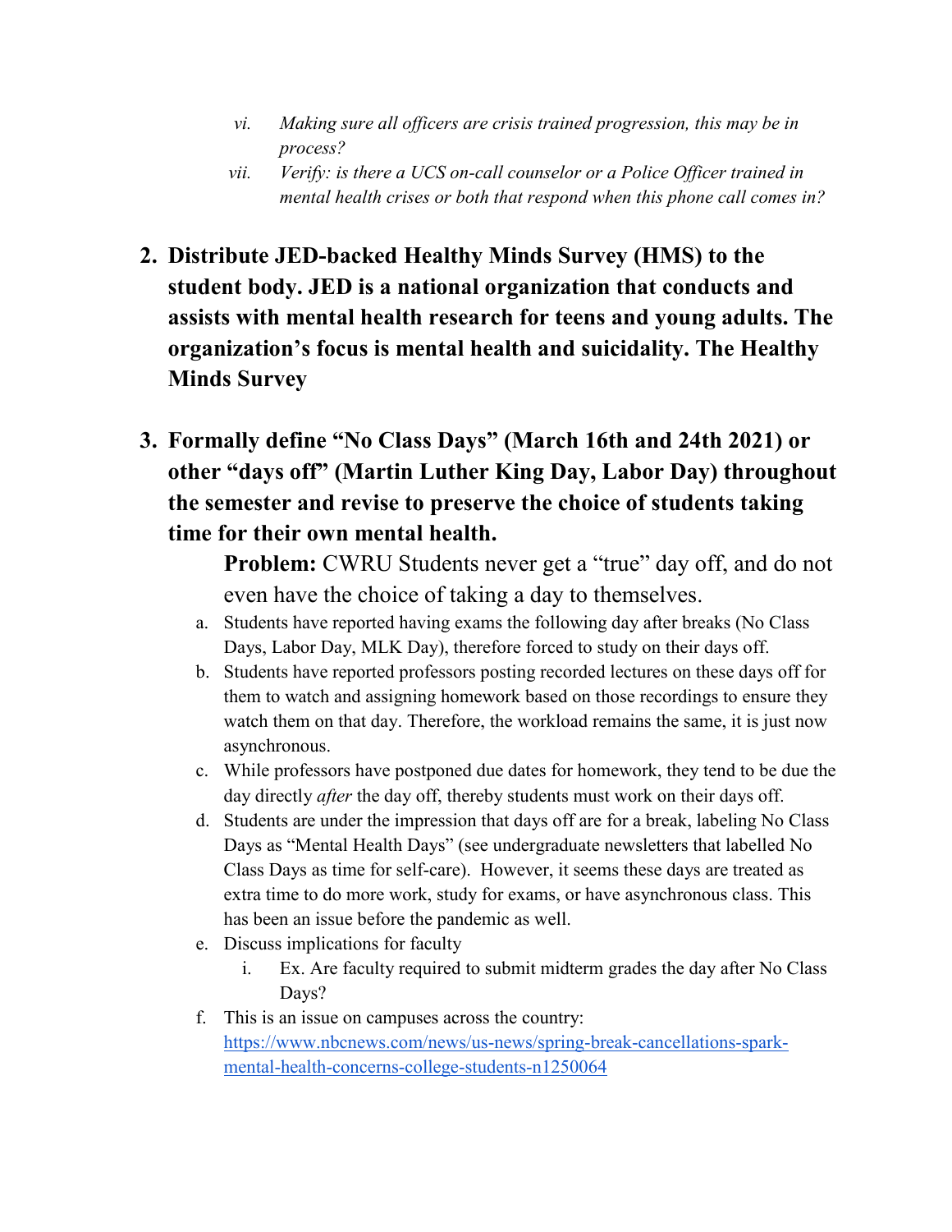vi. *Making sure all officers are crisis trained progression, this may be in process?*
   vii. *Verify: is there a UCS on-call counselor or a Police Officer trained in mental health crises or both that respond when this phone call comes in?*

2. **Distribute JED-backed Healthy Minds Survey (HMS) to the student body. JED is a national organization that conducts and assists with mental health research for teens and young adults. The organization's focus is mental health and suicidality. The Healthy Minds Survey**

3. **Formally define "No Class Days" (March 16th and 24th 2021) or other "days off" (Martin Luther King Day, Labor Day) throughout the semester and revise to preserve the choice of students taking time for their own mental health.**

   **Problem:** CWRU Students never get a "true" day off, and do not even have the choice of taking a day to themselves.

   a. Students have reported having exams the following day after breaks (No Class Days, Labor Day, MLK Day), therefore forced to study on their days off.
   b. Students have reported professors posting recorded lectures on these days off for them to watch and assigning homework based on those recordings to ensure they watch them on that day. Therefore, the workload remains the same, it is just now asynchronous.
   c. While professors have postponed due dates for homework, they tend to be due the day directly *after* the day off, thereby students must work on their days off.
   d. Students are under the impression that days off are for a break, labeling No Class Days as "Mental Health Days" (see undergraduate newsletters that labelled No Class Days as time for self-care). However, it seems these days are treated as extra time to do more work, study for exams, or have asynchronous class. This has been an issue before the pandemic as well.
   e. Discuss implications for faculty
      i. Ex. Are faculty required to submit midterm grades the day after No Class Days?
   f. This is an issue on campuses across the country: [https://www.nbcnews.com/news/us-news/spring-break-cancellations-spark-mental-health-concerns-college-students-n1250064](https://www.nbcnews.com/news/us-news/spring-break-cancellations-spark-mental-health-concerns-college-students-n1250064)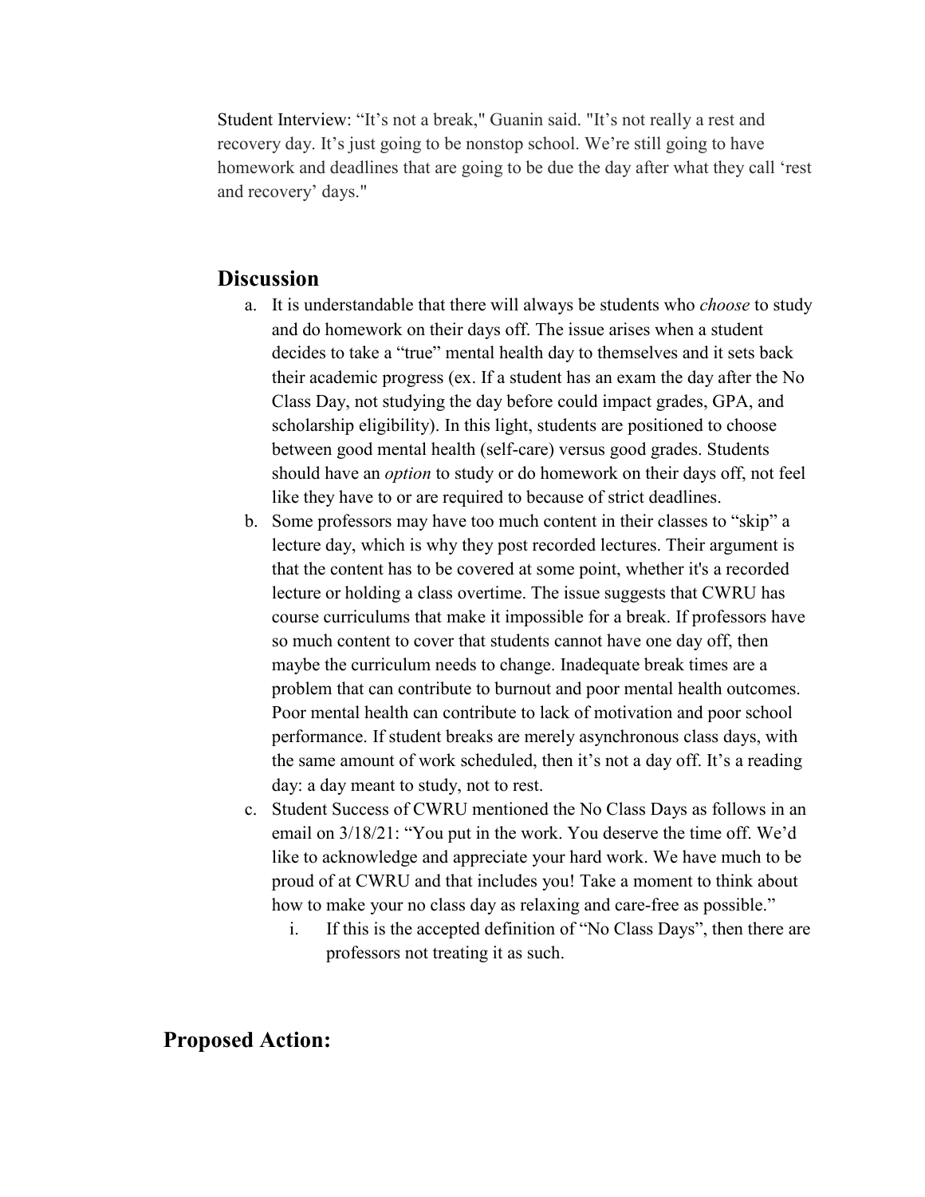Student Interview: “It’s not a break," Guanin said. "It’s not really a rest and recovery day. It’s just going to be nonstop school. We’re still going to have homework and deadlines that are going to be due the day after what they call ‘rest and recovery’ days."

## Discussion

a. It is understandable that there will always be students who *choose* to study and do homework on their days off. The issue arises when a student decides to take a “true” mental health day to themselves and it sets back their academic progress (ex. If a student has an exam the day after the No Class Day, not studying the day before could impact grades, GPA, and scholarship eligibility). In this light, students are positioned to choose between good mental health (self-care) versus good grades. Students should have an *option* to study or do homework on their days off, not feel like they have to or are required to because of strict deadlines.

b. Some professors may have too much content in their classes to “skip” a lecture day, which is why they post recorded lectures. Their argument is that the content has to be covered at some point, whether it's a recorded lecture or holding a class overtime. The issue suggests that CWRU has course curriculums that make it impossible for a break. If professors have so much content to cover that students cannot have one day off, then maybe the curriculum needs to change. Inadequate break times are a problem that can contribute to burnout and poor mental health outcomes. Poor mental health can contribute to lack of motivation and poor school performance. If student breaks are merely asynchronous class days, with the same amount of work scheduled, then it’s not a day off. It’s a reading day: a day meant to study, not to rest.

c. Student Success of CWRU mentioned the No Class Days as follows in an email on 3/18/21: “You put in the work. You deserve the time off. We’d like to acknowledge and appreciate your hard work. We have much to be proud of at CWRU and that includes you! Take a moment to think about how to make your no class day as relaxing and care-free as possible.”

   i. If this is the accepted definition of “No Class Days”, then there are professors not treating it as such.

## Proposed Action: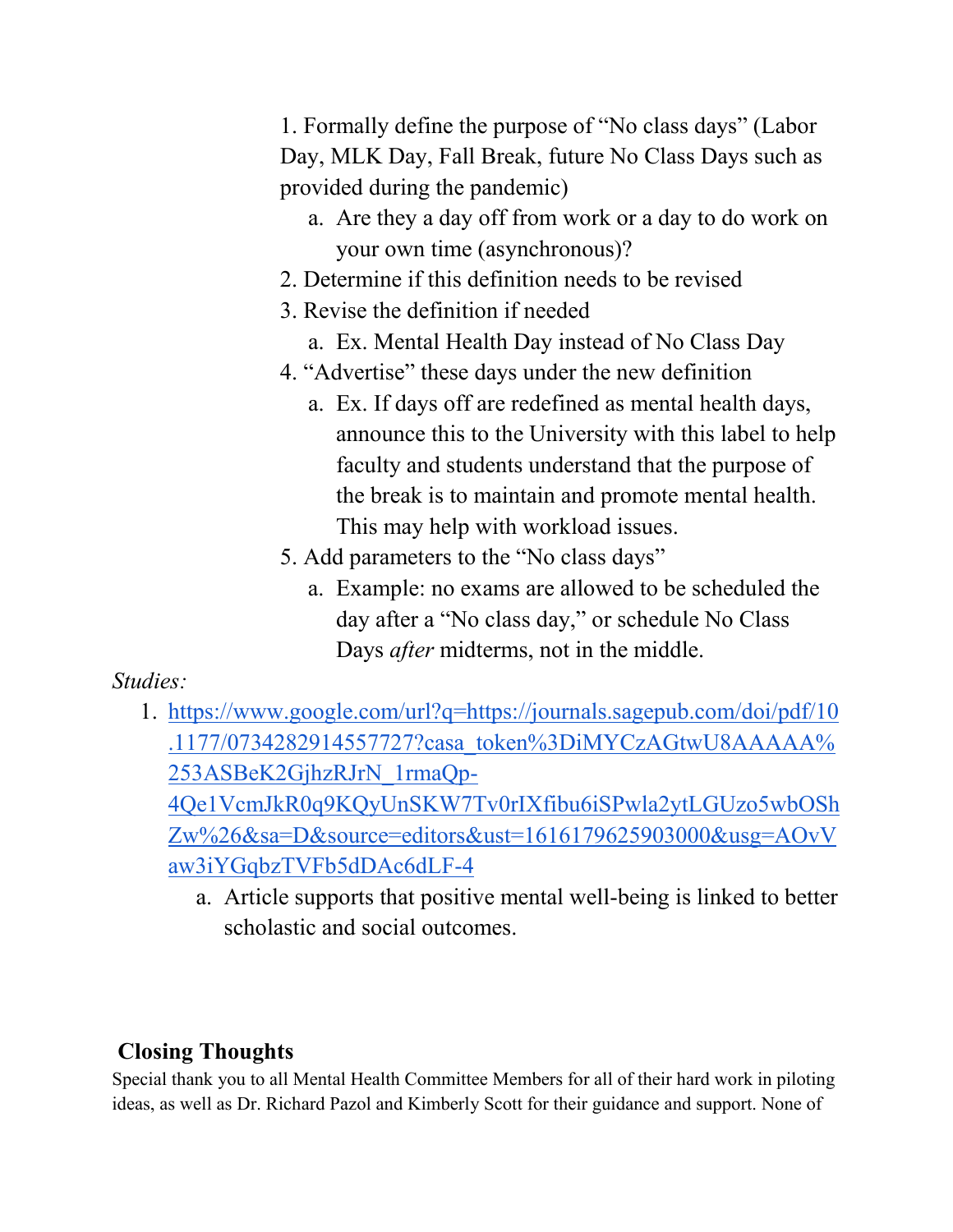1. Formally define the purpose of "No class days" (Labor Day, MLK Day, Fall Break, future No Class Days such as provided during the pandemic)
   a. Are they a day off from work or a day to do work on your own time (asynchronous)?
2. Determine if this definition needs to be revised
3. Revise the definition if needed
   a. Ex. Mental Health Day instead of No Class Day
4. "Advertise" these days under the new definition
   a. Ex. If days off are redefined as mental health days, announce this to the University with this label to help faculty and students understand that the purpose of the break is to maintain and promote mental health. This may help with workload issues.
5. Add parameters to the "No class days"
   a. Example: no exams are allowed to be scheduled the day after a "No class day," or schedule No Class Days *after* midterms, not in the middle.

*Studies:*

1. [https://www.google.com/url?q=https://journals.sagepub.com/doi/pdf/10.1177/0734282914557727?casa_token%3DiMYCzAGtwU8AAAAA%253ASBeK2GjhzRJrN_1rmaQp-4Qe1VcmJkR0q9KQyUnSKW7Tv0rIXfibu6iSPwla2ytLGUzo5wbOShZw%26&sa=D&source=editors&ust=1616179625903000&usg=AOvVaw3iYGqbzTVFb5dDAc6dLF-4](https://www.google.com/url?q=https://journals.sagepub.com/doi/pdf/10.1177/0734282914557727?casa_token%3DiMYCzAGtwU8AAAAA%253ASBeK2GjhzRJrN_1rmaQp-4Qe1VcmJkR0q9KQyUnSKW7Tv0rIXfibu6iSPwla2ytLGUzo5wbOShZw%26&sa=D&source=editors&ust=1616179625903000&usg=AOvVaw3iYGqbzTVFb5dDAc6dLF-4)
   a. Article supports that positive mental well-being is linked to better scholastic and social outcomes.

## Closing Thoughts

Special thank you to all Mental Health Committee Members for all of their hard work in piloting ideas, as well as Dr. Richard Pazol and Kimberly Scott for their guidance and support. None of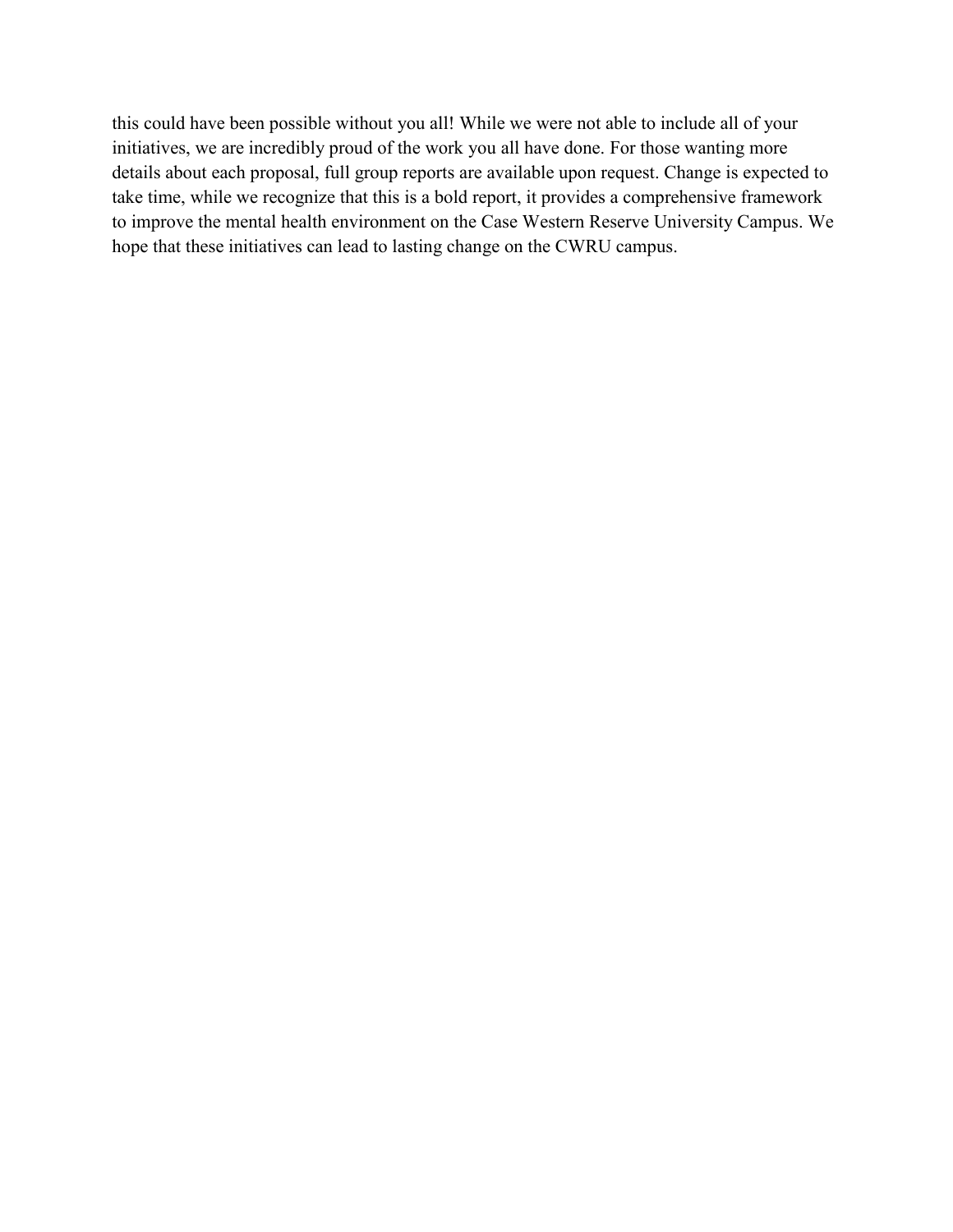this could have been possible without you all! While we were not able to include all of your initiatives, we are incredibly proud of the work you all have done. For those wanting more details about each proposal, full group reports are available upon request. Change is expected to take time, while we recognize that this is a bold report, it provides a comprehensive framework to improve the mental health environment on the Case Western Reserve University Campus. We hope that these initiatives can lead to lasting change on the CWRU campus.